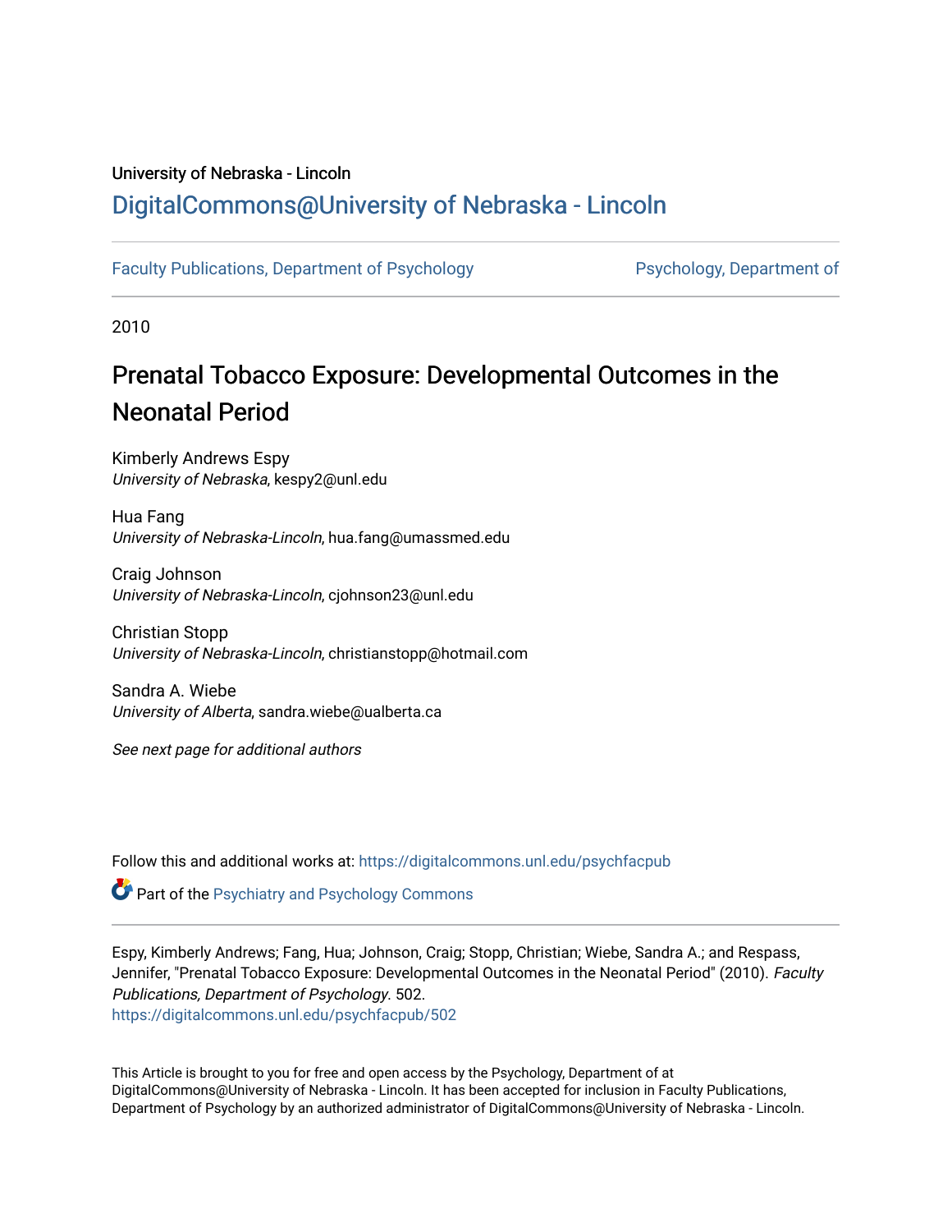University of Nebraska - Lincoln

# DigitalCommons@University of Nebraska - Lincoln

Faculty Publications, Department of Psychology

Psychology, Department of

2010

# Prenatal Tobacco Exposure: Developmental Outcomes in the Neonatal Period

Kimberly Andrews Espy
*University of Nebraska*, kespy2@unl.edu

Hua Fang
*University of Nebraska-Lincoln*, hua.fang@umassmed.edu

Craig Johnson
*University of Nebraska-Lincoln*, cjohnson23@unl.edu

Christian Stopp
*University of Nebraska-Lincoln*, christianstopp@hotmail.com

Sandra A. Wiebe
*University of Alberta*, sandra.wiebe@ualberta.ca

*See next page for additional authors*

Follow this and additional works at: https://digitalcommons.unl.edu/psychfacpub

Part of the Psychiatry and Psychology Commons

Espy, Kimberly Andrews; Fang, Hua; Johnson, Craig; Stopp, Christian; Wiebe, Sandra A.; and Respass, Jennifer, "Prenatal Tobacco Exposure: Developmental Outcomes in the Neonatal Period" (2010). *Faculty Publications, Department of Psychology*. 502.
https://digitalcommons.unl.edu/psychfacpub/502

This Article is brought to you for free and open access by the Psychology, Department of at DigitalCommons@University of Nebraska - Lincoln. It has been accepted for inclusion in Faculty Publications, Department of Psychology by an authorized administrator of DigitalCommons@University of Nebraska - Lincoln.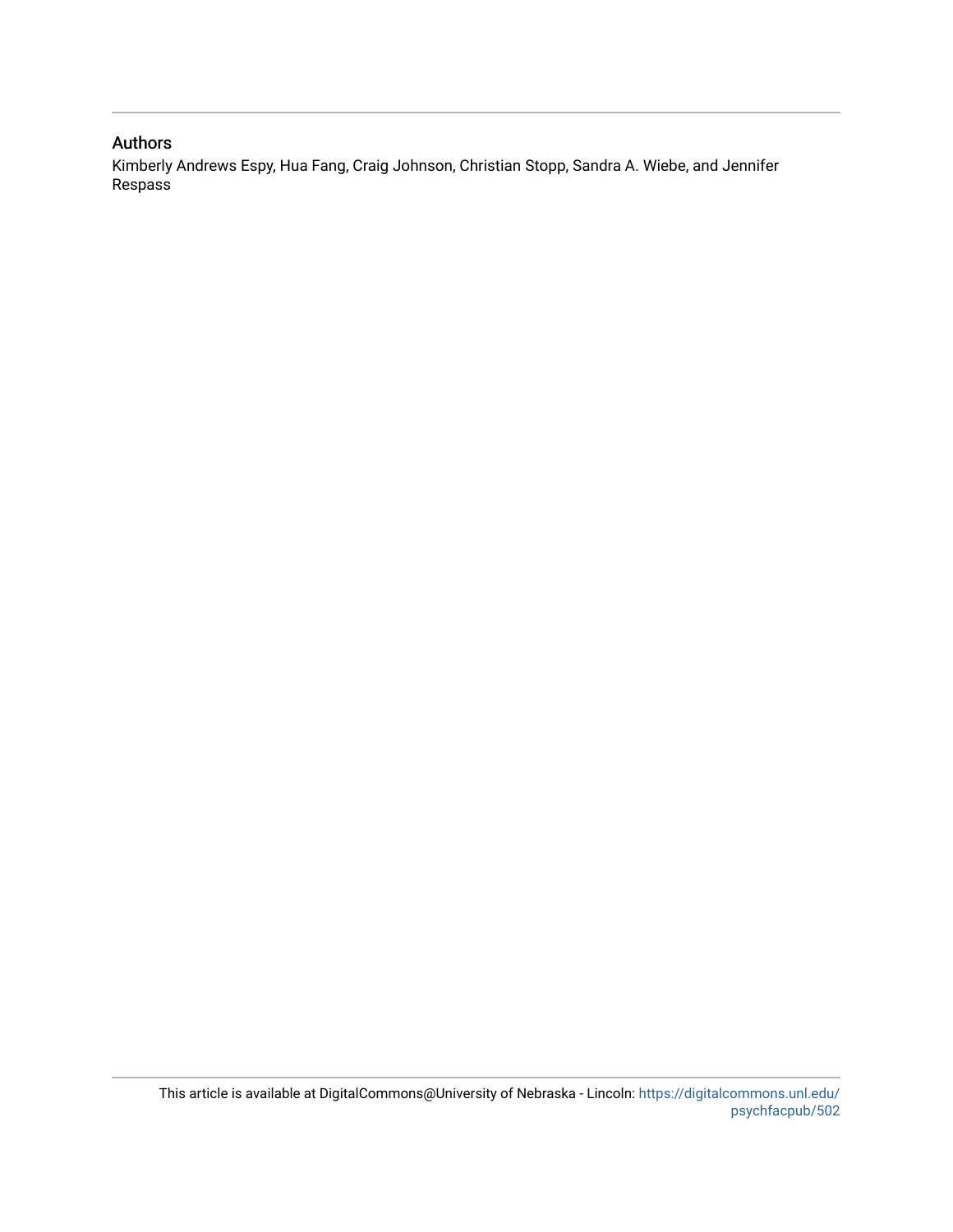## Authors

Kimberly Andrews Espy, Hua Fang, Craig Johnson, Christian Stopp, Sandra A. Wiebe, and Jennifer Respass

This article is available at DigitalCommons@University of Nebraska - Lincoln: https://digitalcommons.unl.edu/psychfacpub/502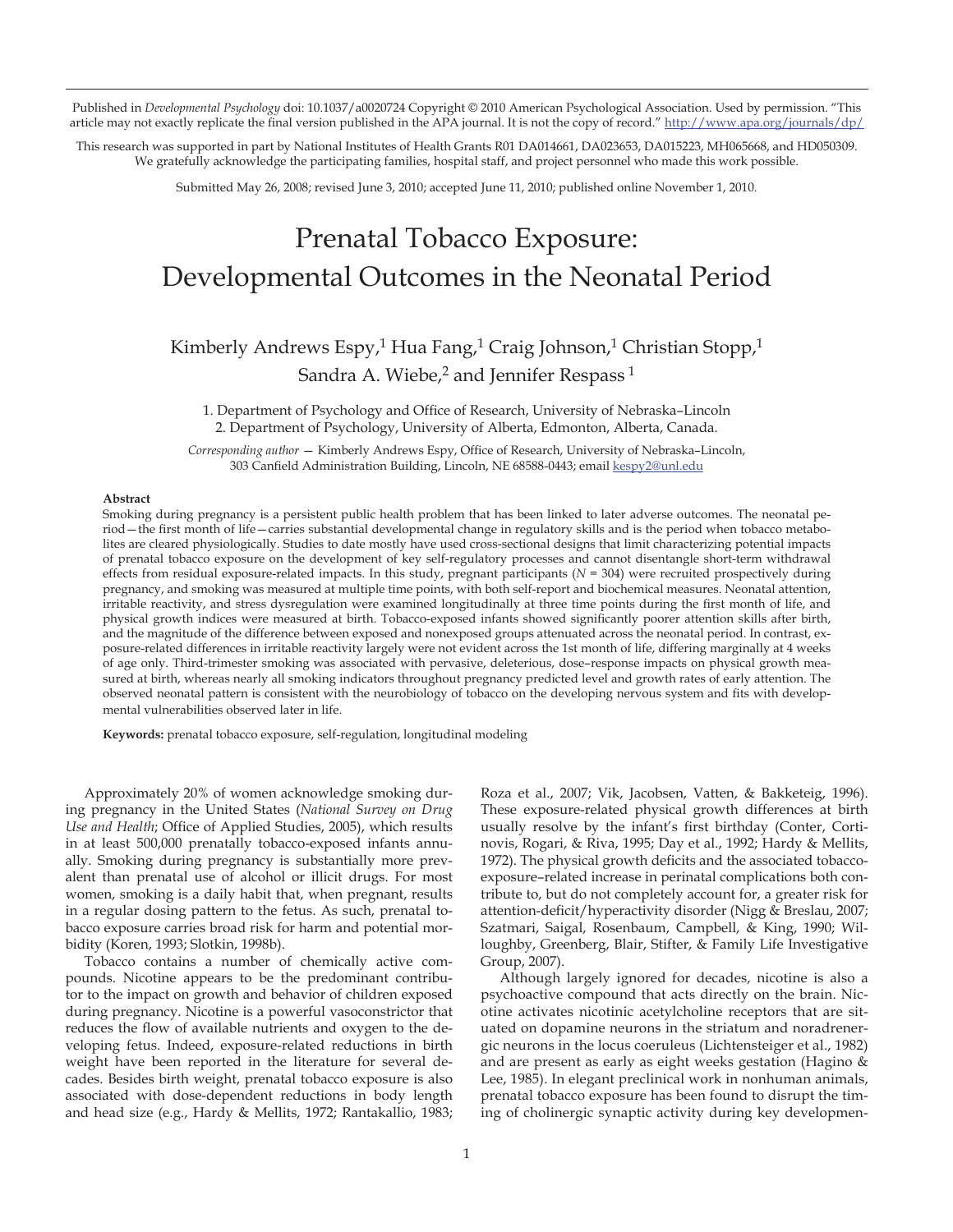Published in *Developmental Psychology* doi: 10.1037/a0020724 Copyright © 2010 American Psychological Association. Used by permission. "This article may not exactly replicate the final version published in the APA journal. It is not the copy of record." http://www.apa.org/journals/dp/

This research was supported in part by National Institutes of Health Grants R01 DA014661, DA023653, DA015223, MH065668, and HD050309. We gratefully acknowledge the participating families, hospital staff, and project personnel who made this work possible.

Submitted May 26, 2008; revised June 3, 2010; accepted June 11, 2010; published online November 1, 2010.

# Prenatal Tobacco Exposure: Developmental Outcomes in the Neonatal Period

Kimberly Andrews Espy,[1] Hua Fang,[1] Craig Johnson,[1] Christian Stopp,[1] Sandra A. Wiebe,[2] and Jennifer Respass [1]

1. Department of Psychology and Office of Research, University of Nebraska–Lincoln
2. Department of Psychology, University of Alberta, Edmonton, Alberta, Canada.

*Corresponding author* — Kimberly Andrews Espy, Office of Research, University of Nebraska–Lincoln, 303 Canfield Administration Building, Lincoln, NE 68588-0443; email kespy2@unl.edu

**Abstract**

Smoking during pregnancy is a persistent public health problem that has been linked to later adverse outcomes. The neonatal period—the first month of life—carries substantial developmental change in regulatory skills and is the period when tobacco metabolites are cleared physiologically. Studies to date mostly have used cross-sectional designs that limit characterizing potential impacts of prenatal tobacco exposure on the development of key self-regulatory processes and cannot disentangle short-term withdrawal effects from residual exposure-related impacts. In this study, pregnant participants ($N$ = 304) were recruited prospectively during pregnancy, and smoking was measured at multiple time points, with both self-report and biochemical measures. Neonatal attention, irritable reactivity, and stress dysregulation were examined longitudinally at three time points during the first month of life, and physical growth indices were measured at birth. Tobacco-exposed infants showed significantly poorer attention skills after birth, and the magnitude of the difference between exposed and nonexposed groups attenuated across the neonatal period. In contrast, exposure-related differences in irritable reactivity largely were not evident across the 1st month of life, differing marginally at 4 weeks of age only. Third-trimester smoking was associated with pervasive, deleterious, dose–response impacts on physical growth measured at birth, whereas nearly all smoking indicators throughout pregnancy predicted level and growth rates of early attention. The observed neonatal pattern is consistent with the neurobiology of tobacco on the developing nervous system and fits with developmental vulnerabilities observed later in life.

**Keywords:** prenatal tobacco exposure, self-regulation, longitudinal modeling

Approximately 20% of women acknowledge smoking during pregnancy in the United States (*National Survey on Drug Use and Health*; Office of Applied Studies, 2005), which results in at least 500,000 prenatally tobacco-exposed infants annually. Smoking during pregnancy is substantially more prevalent than prenatal use of alcohol or illicit drugs. For most women, smoking is a daily habit that, when pregnant, results in a regular dosing pattern to the fetus. As such, prenatal tobacco exposure carries broad risk for harm and potential morbidity (Koren, 1993; Slotkin, 1998b).

Tobacco contains a number of chemically active compounds. Nicotine appears to be the predominant contributor to the impact on growth and behavior of children exposed during pregnancy. Nicotine is a powerful vasoconstrictor that reduces the flow of available nutrients and oxygen to the developing fetus. Indeed, exposure-related reductions in birth weight have been reported in the literature for several decades. Besides birth weight, prenatal tobacco exposure is also associated with dose-dependent reductions in body length and head size (e.g., Hardy & Mellits, 1972; Rantakallio, 1983; Roza et al., 2007; Vik, Jacobsen, Vatten, & Bakketeig, 1996). These exposure-related physical growth differences at birth usually resolve by the infant's first birthday (Conter, Cortinovis, Rogari, & Riva, 1995; Day et al., 1992; Hardy & Mellits, 1972). The physical growth deficits and the associated tobacco-exposure–related increase in perinatal complications both contribute to, but do not completely account for, a greater risk for attention-deficit/hyperactivity disorder (Nigg & Breslau, 2007; Szatmari, Saigal, Rosenbaum, Campbell, & King, 1990; Willoughby, Greenberg, Blair, Stifter, & Family Life Investigative Group, 2007).

Although largely ignored for decades, nicotine is also a psychoactive compound that acts directly on the brain. Nicotine activates nicotinic acetylcholine receptors that are situated on dopamine neurons in the striatum and noradrenergic neurons in the locus coeruleus (Lichtensteiger et al., 1982) and are present as early as eight weeks gestation (Hagino & Lee, 1985). In elegant preclinical work in nonhuman animals, prenatal tobacco exposure has been found to disrupt the timing of cholinergic synaptic activity during key developmen-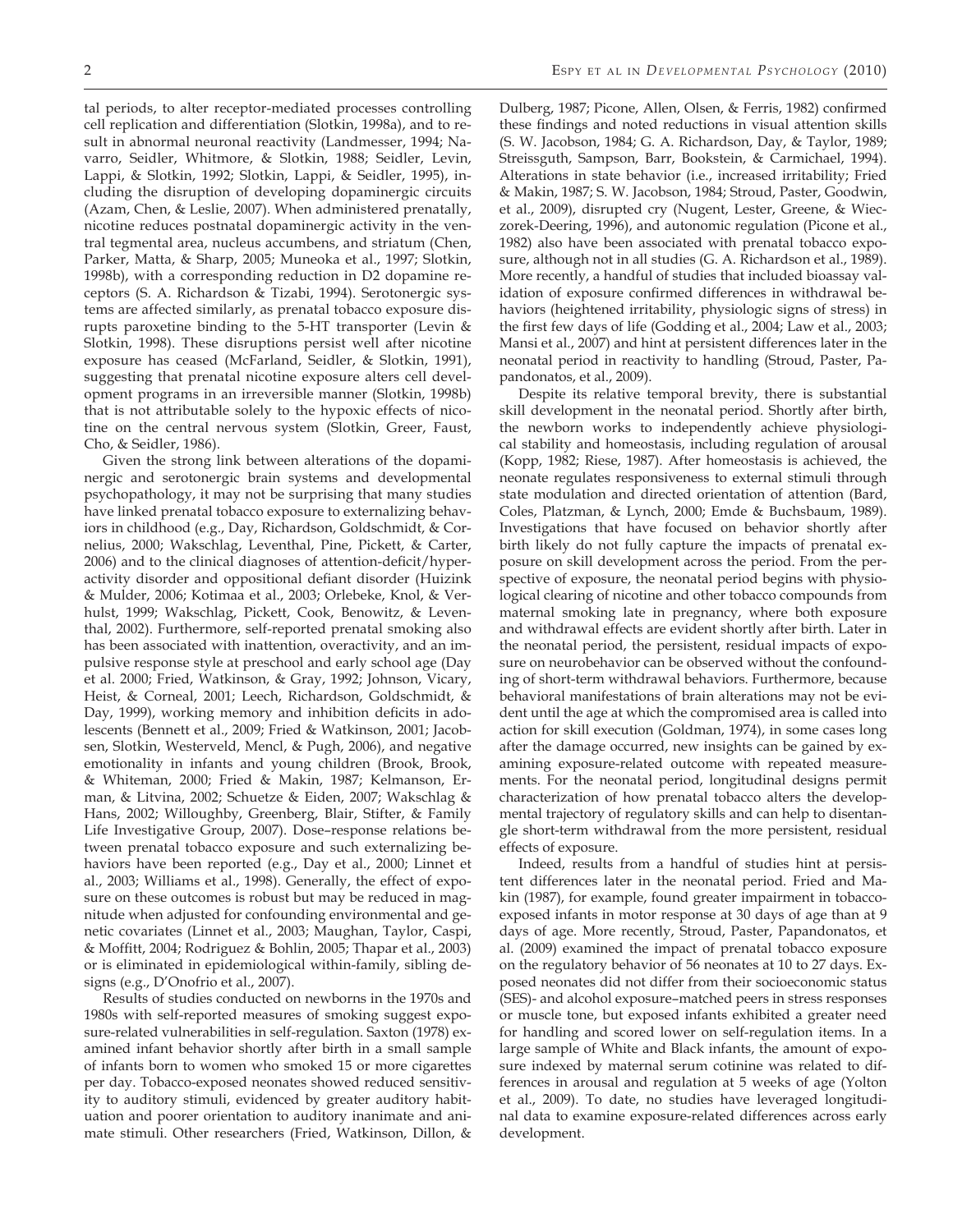tal periods, to alter receptor-mediated processes controlling cell replication and differentiation (Slotkin, 1998a), and to result in abnormal neuronal reactivity (Landmesser, 1994; Navarro, Seidler, Whitmore, & Slotkin, 1988; Seidler, Levin, Lappi, & Slotkin, 1992; Slotkin, Lappi, & Seidler, 1995), including the disruption of developing dopaminergic circuits (Azam, Chen, & Leslie, 2007). When administered prenatally, nicotine reduces postnatal dopaminergic activity in the ventral tegmental area, nucleus accumbens, and striatum (Chen, Parker, Matta, & Sharp, 2005; Muneoka et al., 1997; Slotkin, 1998b), with a corresponding reduction in D2 dopamine receptors (S. A. Richardson & Tizabi, 1994). Serotonergic systems are affected similarly, as prenatal tobacco exposure disrupts paroxetine binding to the 5-HT transporter (Levin & Slotkin, 1998). These disruptions persist well after nicotine exposure has ceased (McFarland, Seidler, & Slotkin, 1991), suggesting that prenatal nicotine exposure alters cell development programs in an irreversible manner (Slotkin, 1998b) that is not attributable solely to the hypoxic effects of nicotine on the central nervous system (Slotkin, Greer, Faust, Cho, & Seidler, 1986).

Given the strong link between alterations of the dopaminergic and serotonergic brain systems and developmental psychopathology, it may not be surprising that many studies have linked prenatal tobacco exposure to externalizing behaviors in childhood (e.g., Day, Richardson, Goldschmidt, & Cornelius, 2000; Wakschlag, Leventhal, Pine, Pickett, & Carter, 2006) and to the clinical diagnoses of attention-deficit/hyperactivity disorder and oppositional defiant disorder (Huizink & Mulder, 2006; Kotimaa et al., 2003; Orlebeke, Knol, & Verhulst, 1999; Wakschlag, Pickett, Cook, Benowitz, & Leventhal, 2002). Furthermore, self-reported prenatal smoking also has been associated with inattention, overactivity, and an impulsive response style at preschool and early school age (Day et al. 2000; Fried, Watkinson, & Gray, 1992; Johnson, Vicary, Heist, & Corneal, 2001; Leech, Richardson, Goldschmidt, & Day, 1999), working memory and inhibition deficits in adolescents (Bennett et al., 2009; Fried & Watkinson, 2001; Jacobsen, Slotkin, Westerveld, Mencl, & Pugh, 2006), and negative emotionality in infants and young children (Brook, Brook, & Whiteman, 2000; Fried & Makin, 1987; Kelmanson, Erman, & Litvina, 2002; Schuetze & Eiden, 2007; Wakschlag & Hans, 2002; Willoughby, Greenberg, Blair, Stifter, & Family Life Investigative Group, 2007). Dose–response relations between prenatal tobacco exposure and such externalizing behaviors have been reported (e.g., Day et al., 2000; Linnet et al., 2003; Williams et al., 1998). Generally, the effect of exposure on these outcomes is robust but may be reduced in magnitude when adjusted for confounding environmental and genetic covariates (Linnet et al., 2003; Maughan, Taylor, Caspi, & Moffitt, 2004; Rodriguez & Bohlin, 2005; Thapar et al., 2003) or is eliminated in epidemiological within-family, sibling designs (e.g., D'Onofrio et al., 2007).

Results of studies conducted on newborns in the 1970s and 1980s with self-reported measures of smoking suggest exposure-related vulnerabilities in self-regulation. Saxton (1978) examined infant behavior shortly after birth in a small sample of infants born to women who smoked 15 or more cigarettes per day. Tobacco-exposed neonates showed reduced sensitivity to auditory stimuli, evidenced by greater auditory habituation and poorer orientation to auditory inanimate and animate stimuli. Other researchers (Fried, Watkinson, Dillon, & Dulberg, 1987; Picone, Allen, Olsen, & Ferris, 1982) confirmed these findings and noted reductions in visual attention skills (S. W. Jacobson, 1984; G. A. Richardson, Day, & Taylor, 1989; Streissguth, Sampson, Barr, Bookstein, & Carmichael, 1994). Alterations in state behavior (i.e., increased irritability; Fried & Makin, 1987; S. W. Jacobson, 1984; Stroud, Paster, Goodwin, et al., 2009), disrupted cry (Nugent, Lester, Greene, & Wieczorek-Deering, 1996), and autonomic regulation (Picone et al., 1982) also have been associated with prenatal tobacco exposure, although not in all studies (G. A. Richardson et al., 1989). More recently, a handful of studies that included bioassay validation of exposure confirmed differences in withdrawal behaviors (heightened irritability, physiologic signs of stress) in the first few days of life (Godding et al., 2004; Law et al., 2003; Mansi et al., 2007) and hint at persistent differences later in the neonatal period in reactivity to handling (Stroud, Paster, Papandonatos, et al., 2009).

Despite its relative temporal brevity, there is substantial skill development in the neonatal period. Shortly after birth, the newborn works to independently achieve physiological stability and homeostasis, including regulation of arousal (Kopp, 1982; Riese, 1987). After homeostasis is achieved, the neonate regulates responsiveness to external stimuli through state modulation and directed orientation of attention (Bard, Coles, Platzman, & Lynch, 2000; Emde & Buchsbaum, 1989). Investigations that have focused on behavior shortly after birth likely do not fully capture the impacts of prenatal exposure on skill development across the period. From the perspective of exposure, the neonatal period begins with physiological clearing of nicotine and other tobacco compounds from maternal smoking late in pregnancy, where both exposure and withdrawal effects are evident shortly after birth. Later in the neonatal period, the persistent, residual impacts of exposure on neurobehavior can be observed without the confounding of short-term withdrawal behaviors. Furthermore, because behavioral manifestations of brain alterations may not be evident until the age at which the compromised area is called into action for skill execution (Goldman, 1974), in some cases long after the damage occurred, new insights can be gained by examining exposure-related outcome with repeated measurements. For the neonatal period, longitudinal designs permit characterization of how prenatal tobacco alters the developmental trajectory of regulatory skills and can help to disentangle short-term withdrawal from the more persistent, residual effects of exposure.

Indeed, results from a handful of studies hint at persistent differences later in the neonatal period. Fried and Makin (1987), for example, found greater impairment in tobacco-exposed infants in motor response at 30 days of age than at 9 days of age. More recently, Stroud, Paster, Papandonatos, et al. (2009) examined the impact of prenatal tobacco exposure on the regulatory behavior of 56 neonates at 10 to 27 days. Exposed neonates did not differ from their socioeconomic status (SES)- and alcohol exposure–matched peers in stress responses or muscle tone, but exposed infants exhibited a greater need for handling and scored lower on self-regulation items. In a large sample of White and Black infants, the amount of exposure indexed by maternal serum cotinine was related to differences in arousal and regulation at 5 weeks of age (Yolton et al., 2009). To date, no studies have leveraged longitudinal data to examine exposure-related differences across early development.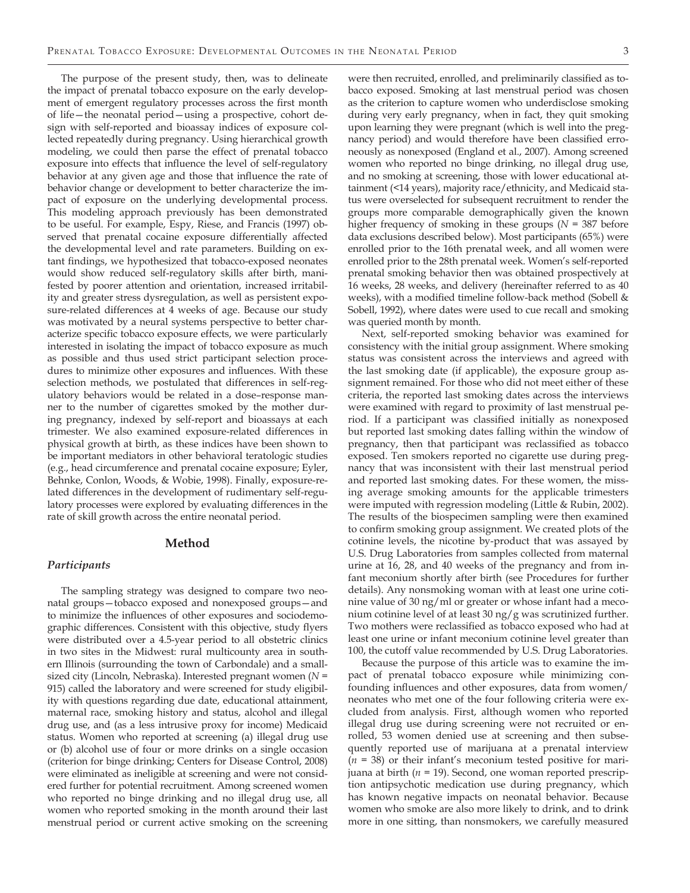The purpose of the present study, then, was to delineate the impact of prenatal tobacco exposure on the early development of emergent regulatory processes across the first month of life—the neonatal period—using a prospective, cohort design with self-reported and bioassay indices of exposure collected repeatedly during pregnancy. Using hierarchical growth modeling, we could then parse the effect of prenatal tobacco exposure into effects that influence the level of self-regulatory behavior at any given age and those that influence the rate of behavior change or development to better characterize the impact of exposure on the underlying developmental process. This modeling approach previously has been demonstrated to be useful. For example, Espy, Riese, and Francis (1997) observed that prenatal cocaine exposure differentially affected the developmental level and rate parameters. Building on extant findings, we hypothesized that tobacco-exposed neonates would show reduced self-regulatory skills after birth, manifested by poorer attention and orientation, increased irritability and greater stress dysregulation, as well as persistent exposure-related differences at 4 weeks of age. Because our study was motivated by a neural systems perspective to better characterize specific tobacco exposure effects, we were particularly interested in isolating the impact of tobacco exposure as much as possible and thus used strict participant selection procedures to minimize other exposures and influences. With these selection methods, we postulated that differences in self-regulatory behaviors would be related in a dose–response manner to the number of cigarettes smoked by the mother during pregnancy, indexed by self-report and bioassays at each trimester. We also examined exposure-related differences in physical growth at birth, as these indices have been shown to be important mediators in other behavioral teratologic studies (e.g., head circumference and prenatal cocaine exposure; Eyler, Behnke, Conlon, Woods, & Wobie, 1998). Finally, exposure-related differences in the development of rudimentary self-regulatory processes were explored by evaluating differences in the rate of skill growth across the entire neonatal period.

## Method

### *Participants*

The sampling strategy was designed to compare two neonatal groups—tobacco exposed and nonexposed groups—and to minimize the influences of other exposures and sociodemographic differences. Consistent with this objective, study flyers were distributed over a 4.5-year period to all obstetric clinics in two sites in the Midwest: rural multicounty area in southern Illinois (surrounding the town of Carbondale) and a small-sized city (Lincoln, Nebraska). Interested pregnant women ($N$ = 915) called the laboratory and were screened for study eligibility with questions regarding due date, educational attainment, maternal race, smoking history and status, alcohol and illegal drug use, and (as a less intrusive proxy for income) Medicaid status. Women who reported at screening (a) illegal drug use or (b) alcohol use of four or more drinks on a single occasion (criterion for binge drinking; Centers for Disease Control, 2008) were eliminated as ineligible at screening and were not considered further for potential recruitment. Among screened women who reported no binge drinking and no illegal drug use, all women who reported smoking in the month around their last menstrual period or current active smoking on the screening were then recruited, enrolled, and preliminarily classified as tobacco exposed. Smoking at last menstrual period was chosen as the criterion to capture women who underdisclose smoking during very early pregnancy, when in fact, they quit smoking upon learning they were pregnant (which is well into the pregnancy period) and would therefore have been classified erroneously as nonexposed (England et al., 2007). Among screened women who reported no binge drinking, no illegal drug use, and no smoking at screening, those with lower educational attainment (<14 years), majority race/ethnicity, and Medicaid status were overselected for subsequent recruitment to render the groups more comparable demographically given the known higher frequency of smoking in these groups ($N$ = 387 before data exclusions described below). Most participants (65%) were enrolled prior to the 16th prenatal week, and all women were enrolled prior to the 28th prenatal week. Women's self-reported prenatal smoking behavior then was obtained prospectively at 16 weeks, 28 weeks, and delivery (hereinafter referred to as 40 weeks), with a modified timeline follow-back method (Sobell & Sobell, 1992), where dates were used to cue recall and smoking was queried month by month.

Next, self-reported smoking behavior was examined for consistency with the initial group assignment. Where smoking status was consistent across the interviews and agreed with the last smoking date (if applicable), the exposure group assignment remained. For those who did not meet either of these criteria, the reported last smoking dates across the interviews were examined with regard to proximity of last menstrual period. If a participant was classified initially as nonexposed but reported last smoking dates falling within the window of pregnancy, then that participant was reclassified as tobacco exposed. Ten smokers reported no cigarette use during pregnancy that was inconsistent with their last menstrual period and reported last smoking dates. For these women, the missing average smoking amounts for the applicable trimesters were imputed with regression modeling (Little & Rubin, 2002). The results of the biospecimen sampling were then examined to confirm smoking group assignment. We created plots of the cotinine levels, the nicotine by-product that was assayed by U.S. Drug Laboratories from samples collected from maternal urine at 16, 28, and 40 weeks of the pregnancy and from infant meconium shortly after birth (see Procedures for further details). Any nonsmoking woman with at least one urine cotinine value of 30 ng/ml or greater or whose infant had a meconium cotinine level of at least 30 ng/g was scrutinized further. Two mothers were reclassified as tobacco exposed who had at least one urine or infant meconium cotinine level greater than 100, the cutoff value recommended by U.S. Drug Laboratories.

Because the purpose of this article was to examine the impact of prenatal tobacco exposure while minimizing confounding influences and other exposures, data from women/neonates who met one of the four following criteria were excluded from analysis. First, although women who reported illegal drug use during screening were not recruited or enrolled, 53 women denied use at screening and then subsequently reported use of marijuana at a prenatal interview ($n$ = 38) or their infant's meconium tested positive for marijuana at birth ($n$ = 19). Second, one woman reported prescription antipsychotic medication use during pregnancy, which has known negative impacts on neonatal behavior. Because women who smoke are also more likely to drink, and to drink more in one sitting, than nonsmokers, we carefully measured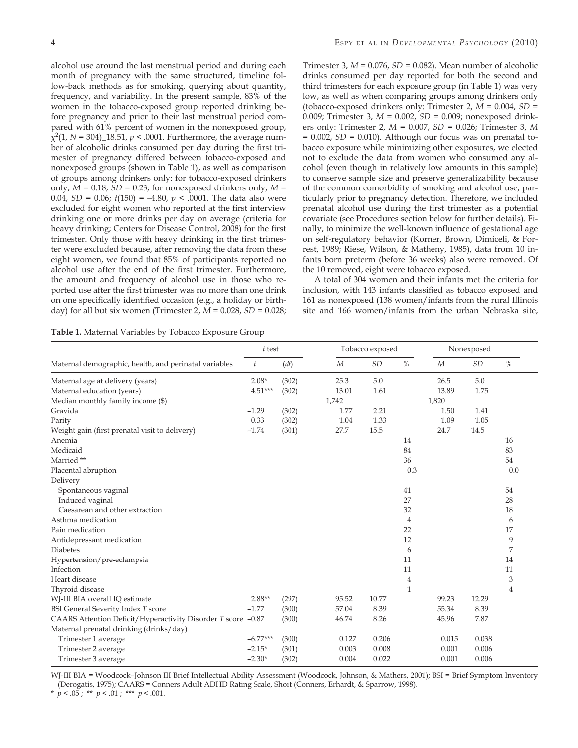alcohol use around the last menstrual period and during each month of pregnancy with the same structured, timeline follow-back methods as for smoking, querying about quantity, frequency, and variability. In the present sample, 83% of the women in the tobacco-exposed group reported drinking before pregnancy and prior to their last menstrual period compared with 61% percent of women in the nonexposed group, $\chi^2(1, N = 304)$_18.51, $p < .0001$. Furthermore, the average number of alcoholic drinks consumed per day during the first trimester of pregnancy differed between tobacco-exposed and nonexposed groups (shown in Table 1), as well as comparison of groups among drinkers only: for tobacco-exposed drinkers only, $M = 0.18$; $SD = 0.23$; for nonexposed drinkers only, $M = 0.04$, $SD = 0.06$; $t(150) = -4.80$, $p < .0001$. The data also were excluded for eight women who reported at the first interview drinking one or more drinks per day on average (criteria for heavy drinking; Centers for Disease Control, 2008) for the first trimester. Only those with heavy drinking in the first trimester were excluded because, after removing the data from these eight women, we found that 85% of participants reported no alcohol use after the end of the first trimester. Furthermore, the amount and frequency of alcohol use in those who reported use after the first trimester was no more than one drink on one specifically identified occasion (e.g., a holiday or birthday) for all but six women (Trimester 2, $M = 0.028$, $SD = 0.028$; Trimester 3, $M = 0.076$, $SD = 0.082$). Mean number of alcoholic drinks consumed per day reported for both the second and third trimesters for each exposure group (in Table 1) was very low, as well as when comparing groups among drinkers only (tobacco-exposed drinkers only: Trimester 2, $M = 0.004$, $SD = 0.009$; Trimester 3, $M = 0.002$, $SD = 0.009$; nonexposed drinkers only: Trimester 2, $M = 0.007$, $SD = 0.026$; Trimester 3, $M = 0.002$, $SD = 0.010$). Although our focus was on prenatal tobacco exposure while minimizing other exposures, we elected not to exclude the data from women who consumed any alcohol (even though in relatively low amounts in this sample) to conserve sample size and preserve generalizability because of the common comorbidity of smoking and alcohol use, particularly prior to pregnancy detection. Therefore, we included prenatal alcohol use during the first trimester as a potential covariate (see Procedures section below for further details). Finally, to minimize the well-known influence of gestational age on self-regulatory behavior (Korner, Brown, Dimiceli, & Forrest, 1989; Riese, Wilson, & Matheny, 1985), data from 10 infants born preterm (before 36 weeks) also were removed. Of the 10 removed, eight were tobacco exposed.

A total of 304 women and their infants met the criteria for inclusion, with 143 infants classified as tobacco exposed and 161 as nonexposed (138 women/infants from the rural Illinois site and 166 women/infants from the urban Nebraska site,

**Table 1.** Maternal Variables by Tobacco Exposure Group

| | *t* test | | Tobacco exposed | | | Nonexposed | | |
|---|---|---|---|---|---|---|---|---|
| Maternal demographic, health, and perinatal variables | *t* | (*df*) | *M* | *SD* | % | *M* | *SD* | % |
| Maternal age at delivery (years) | 2.08* | (302) | 25.3 | 5.0 | | 26.5 | 5.0 | |
| Maternal education (years) | 4.51*** | (302) | 13.01 | 1.61 | | 13.89 | 1.75 | |
| Median monthly family income ($) | | | 1,742 | | | 1,820 | | |
| Gravida | −1.29 | (302) | 1.77 | 2.21 | | 1.50 | 1.41 | |
| Parity | 0.33 | (302) | 1.04 | 1.33 | | 1.09 | 1.05 | |
| Weight gain (first prenatal visit to delivery) | −1.74 | (301) | 27.7 | 15.5 | | 24.7 | 14.5 | |
| Anemia | | | | | 14 | | | 16 |
| Medicaid | | | | | 84 | | | 83 |
| Married ** | | | | | 36 | | | 54 |
| Placental abruption | | | | | 0.3 | | | 0.0 |
| Delivery | | | | | | | | |
| Spontaneous vaginal | | | | | 41 | | | 54 |
| Induced vaginal | | | | | 27 | | | 28 |
| Caesarean and other extraction | | | | | 32 | | | 18 |
| Asthma medication | | | | | 4 | | | 6 |
| Pain medication | | | | | 22 | | | 17 |
| Antidepressant medication | | | | | 12 | | | 9 |
| Diabetes | | | | | 6 | | | 7 |
| Hypertension/pre-eclampsia | | | | | 11 | | | 14 |
| Infection | | | | | 11 | | | 11 |
| Heart disease | | | | | 4 | | | 3 |
| Thyroid disease | | | | | 1 | | | 4 |
| WJ-III BIA overall IQ estimate | 2.88** | (297) | 95.52 | 10.77 | | 99.23 | 12.29 | |
| BSI General Severity Index *T* score | −1.77 | (300) | 57.04 | 8.39 | | 55.34 | 8.39 | |
| CAARS Attention Deficit/Hyperactivity Disorder *T* score | −0.87 | (300) | 46.74 | 8.26 | | 45.96 | 7.87 | |
| Maternal prenatal drinking (drinks/day) | | | | | | | | |
| Trimester 1 average | −6.77*** | (300) | 0.127 | 0.206 | | 0.015 | 0.038 | |
| Trimester 2 average | −2.15* | (301) | 0.003 | 0.008 | | 0.001 | 0.006 | |
| Trimester 3 average | −2.30* | (302) | 0.004 | 0.022 | | 0.001 | 0.006 | |

WJ-III BIA = Woodcock–Johnson III Brief Intellectual Ability Assessment (Woodcock, Johnson, & Mathers, 2001); BSI = Brief Symptom Inventory (Derogatis, 1975); CAARS = Conners Adult ADHD Rating Scale, Short (Conners, Erhardt, & Sparrow, 1998).

\* $p < .05$ ; \*\* $p < .01$ ; \*\*\* $p < .001$.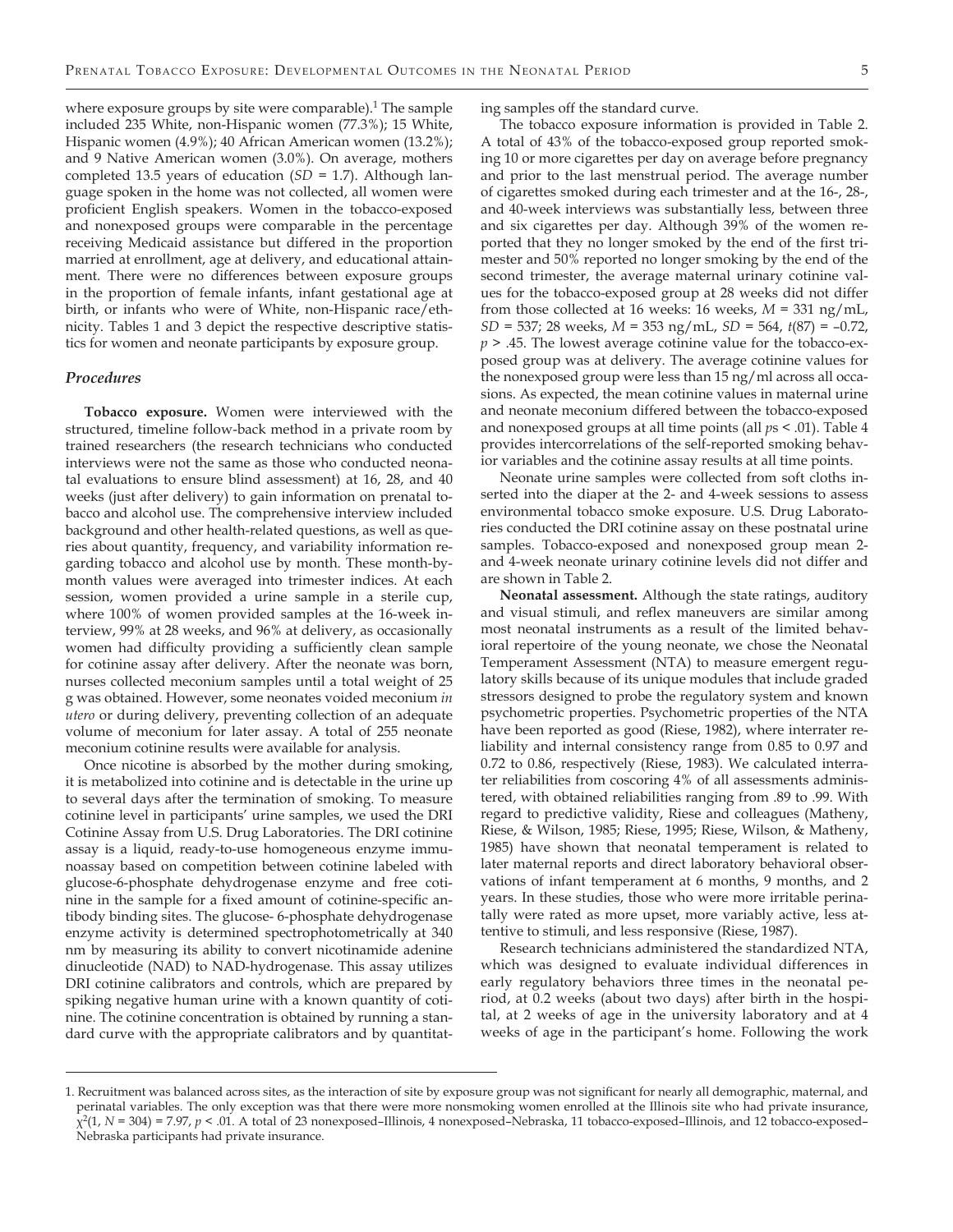where exposure groups by site were comparable).[1] The sample included 235 White, non-Hispanic women (77.3%); 15 White, Hispanic women (4.9%); 40 African American women (13.2%); and 9 Native American women (3.0%). On average, mothers completed 13.5 years of education ($SD$ = 1.7). Although language spoken in the home was not collected, all women were proficient English speakers. Women in the tobacco-exposed and nonexposed groups were comparable in the percentage receiving Medicaid assistance but differed in the proportion married at enrollment, age at delivery, and educational attainment. There were no differences between exposure groups in the proportion of female infants, infant gestational age at birth, or infants who were of White, non-Hispanic race/ethnicity. Tables 1 and 3 depict the respective descriptive statistics for women and neonate participants by exposure group.

### *Procedures*

**Tobacco exposure.** Women were interviewed with the structured, timeline follow-back method in a private room by trained researchers (the research technicians who conducted interviews were not the same as those who conducted neonatal evaluations to ensure blind assessment) at 16, 28, and 40 weeks (just after delivery) to gain information on prenatal tobacco and alcohol use. The comprehensive interview included background and other health-related questions, as well as queries about quantity, frequency, and variability information regarding tobacco and alcohol use by month. These month-by-month values were averaged into trimester indices. At each session, women provided a urine sample in a sterile cup, where 100% of women provided samples at the 16-week interview, 99% at 28 weeks, and 96% at delivery, as occasionally women had difficulty providing a sufficiently clean sample for cotinine assay after delivery. After the neonate was born, nurses collected meconium samples until a total weight of 25 g was obtained. However, some neonates voided meconium *in utero* or during delivery, preventing collection of an adequate volume of meconium for later assay. A total of 255 neonate meconium cotinine results were available for analysis.

Once nicotine is absorbed by the mother during smoking, it is metabolized into cotinine and is detectable in the urine up to several days after the termination of smoking. To measure cotinine level in participants' urine samples, we used the DRI Cotinine Assay from U.S. Drug Laboratories. The DRI cotinine assay is a liquid, ready-to-use homogeneous enzyme immunoassay based on competition between cotinine labeled with glucose-6-phosphate dehydrogenase enzyme and free cotinine in the sample for a fixed amount of cotinine-specific antibody binding sites. The glucose- 6-phosphate dehydrogenase enzyme activity is determined spectrophotometrically at 340 nm by measuring its ability to convert nicotinamide adenine dinucleotide (NAD) to NAD-hydrogenase. This assay utilizes DRI cotinine calibrators and controls, which are prepared by spiking negative human urine with a known quantity of cotinine. The cotinine concentration is obtained by running a standard curve with the appropriate calibrators and by quantitating samples off the standard curve.

The tobacco exposure information is provided in Table 2. A total of 43% of the tobacco-exposed group reported smoking 10 or more cigarettes per day on average before pregnancy and prior to the last menstrual period. The average number of cigarettes smoked during each trimester and at the 16-, 28-, and 40-week interviews was substantially less, between three and six cigarettes per day. Although 39% of the women reported that they no longer smoked by the end of the first trimester and 50% reported no longer smoking by the end of the second trimester, the average maternal urinary cotinine values for the tobacco-exposed group at 28 weeks did not differ from those collected at 16 weeks: 16 weeks, $M$ = 331 ng/mL, $SD$ = 537; 28 weeks, $M$ = 353 ng/mL, $SD$ = 564, $t(87) = -0.72$, $p > .45$. The lowest average cotinine value for the tobacco-exposed group was at delivery. The average cotinine values for the nonexposed group were less than 15 ng/ml across all occasions. As expected, the mean cotinine values in maternal urine and neonate meconium differed between the tobacco-exposed and nonexposed groups at all time points (all $p$s < .01). Table 4 provides intercorrelations of the self-reported smoking behavior variables and the cotinine assay results at all time points.

Neonate urine samples were collected from soft cloths inserted into the diaper at the 2- and 4-week sessions to assess environmental tobacco smoke exposure. U.S. Drug Laboratories conducted the DRI cotinine assay on these postnatal urine samples. Tobacco-exposed and nonexposed group mean 2- and 4-week neonate urinary cotinine levels did not differ and are shown in Table 2.

**Neonatal assessment.** Although the state ratings, auditory and visual stimuli, and reflex maneuvers are similar among most neonatal instruments as a result of the limited behavioral repertoire of the young neonate, we chose the Neonatal Temperament Assessment (NTA) to measure emergent regulatory skills because of its unique modules that include graded stressors designed to probe the regulatory system and known psychometric properties. Psychometric properties of the NTA have been reported as good (Riese, 1982), where interrater reliability and internal consistency range from 0.85 to 0.97 and 0.72 to 0.86, respectively (Riese, 1983). We calculated interrater reliabilities from coscoring 4% of all assessments administered, with obtained reliabilities ranging from .89 to .99. With regard to predictive validity, Riese and colleagues (Matheny, Riese, & Wilson, 1985; Riese, 1995; Riese, Wilson, & Matheny, 1985) have shown that neonatal temperament is related to later maternal reports and direct laboratory behavioral observations of infant temperament at 6 months, 9 months, and 2 years. In these studies, those who were more irritable perinatally were rated as more upset, more variably active, less attentive to stimuli, and less responsive (Riese, 1987).

Research technicians administered the standardized NTA, which was designed to evaluate individual differences in early regulatory behaviors three times in the neonatal period, at 0.2 weeks (about two days) after birth in the hospital, at 2 weeks of age in the university laboratory and at 4 weeks of age in the participant's home. Following the work

1. Recruitment was balanced across sites, as the interaction of site by exposure group was not significant for nearly all demographic, maternal, and perinatal variables. The only exception was that there were more nonsmoking women enrolled at the Illinois site who had private insurance, $\chi^2(1, N = 304) = 7.97$, $p < .01$. A total of 23 nonexposed–Illinois, 4 nonexposed–Nebraska, 11 tobacco-exposed–Illinois, and 12 tobacco-exposed–Nebraska participants had private insurance.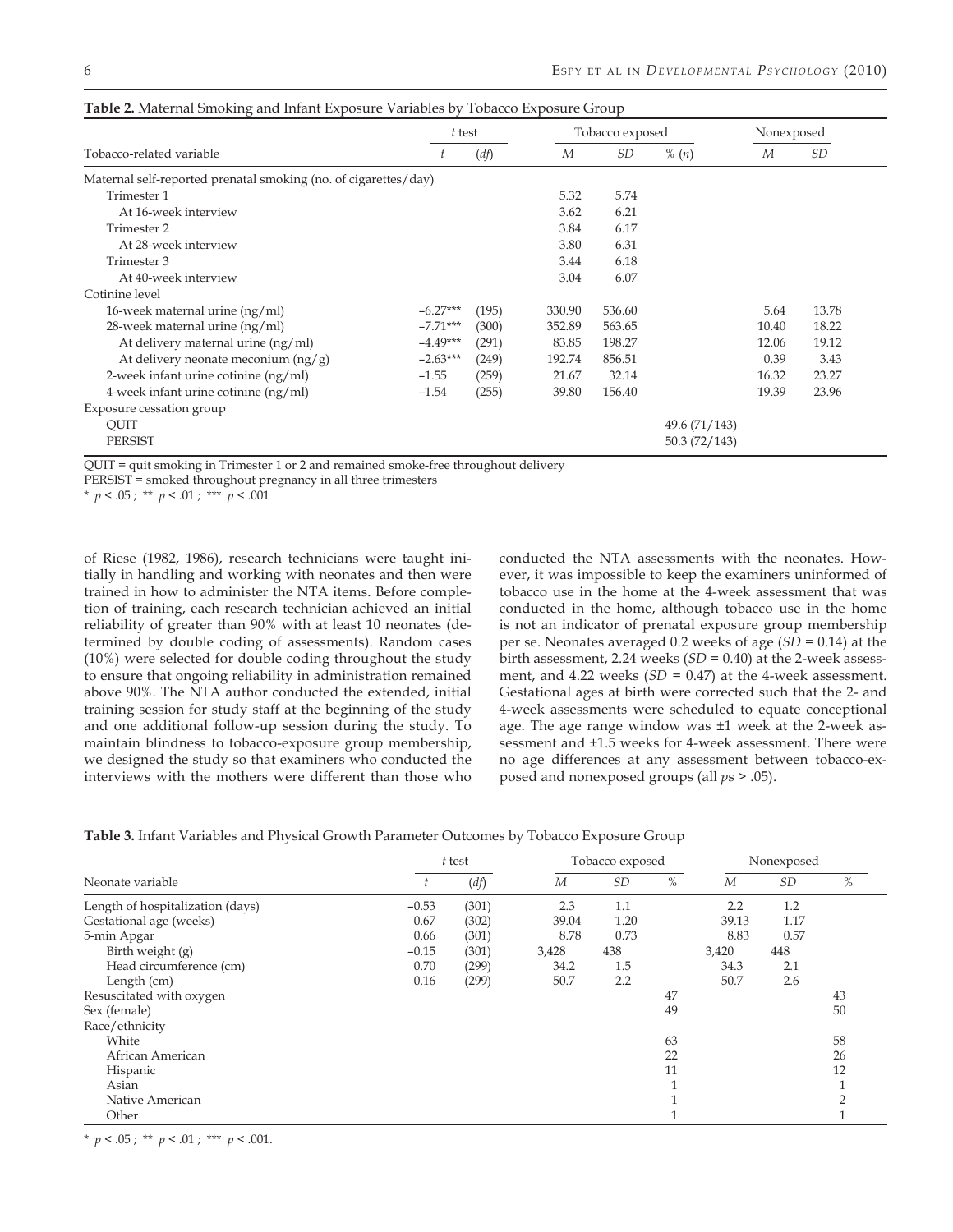**Table 2.** Maternal Smoking and Infant Exposure Variables by Tobacco Exposure Group

| Tobacco-related variable | *t* test | | Tobacco exposed | | | Nonexposed | |
|---|---|---|---|---|---|---|---|
| | *t* | (*df*) | *M* | *SD* | % (*n*) | *M* | *SD* |
| Maternal self-reported prenatal smoking (no. of cigarettes/day) | | | | | | | |
| Trimester 1 | | | 5.32 | 5.74 | | | |
| At 16-week interview | | | 3.62 | 6.21 | | | |
| Trimester 2 | | | 3.84 | 6.17 | | | |
| At 28-week interview | | | 3.80 | 6.31 | | | |
| Trimester 3 | | | 3.44 | 6.18 | | | |
| At 40-week interview | | | 3.04 | 6.07 | | | |
| Cotinine level | | | | | | | |
| 16-week maternal urine (ng/ml) | −6.27*** | (195) | 330.90 | 536.60 | | 5.64 | 13.78 |
| 28-week maternal urine (ng/ml) | −7.71*** | (300) | 352.89 | 563.65 | | 10.40 | 18.22 |
| At delivery maternal urine (ng/ml) | −4.49*** | (291) | 83.85 | 198.27 | | 12.06 | 19.12 |
| At delivery neonate meconium (ng/g) | −2.63*** | (249) | 192.74 | 856.51 | | 0.39 | 3.43 |
| 2-week infant urine cotinine (ng/ml) | −1.55 | (259) | 21.67 | 32.14 | | 16.32 | 23.27 |
| 4-week infant urine cotinine (ng/ml) | −1.54 | (255) | 39.80 | 156.40 | | 19.39 | 23.96 |
| Exposure cessation group | | | | | | | |
| QUIT | | | | | 49.6 (71/143) | | |
| PERSIST | | | | | 50.3 (72/143) | | |

QUIT = quit smoking in Trimester 1 or 2 and remained smoke-free throughout delivery
PERSIST = smoked throughout pregnancy in all three trimesters
* $p < .05$ ; ** $p < .01$ ; *** $p < .001$

of Riese (1982, 1986), research technicians were taught initially in handling and working with neonates and then were trained in how to administer the NTA items. Before completion of training, each research technician achieved an initial reliability of greater than 90% with at least 10 neonates (determined by double coding of assessments). Random cases (10%) were selected for double coding throughout the study to ensure that ongoing reliability in administration remained above 90%. The NTA author conducted the extended, initial training session for study staff at the beginning of the study and one additional follow-up session during the study. To maintain blindness to tobacco-exposure group membership, we designed the study so that examiners who conducted the interviews with the mothers were different than those who conducted the NTA assessments with the neonates. However, it was impossible to keep the examiners uninformed of tobacco use in the home at the 4-week assessment that was conducted in the home, although tobacco use in the home is not an indicator of prenatal exposure group membership per se. Neonates averaged 0.2 weeks of age ($SD$ = 0.14) at the birth assessment, 2.24 weeks ($SD$ = 0.40) at the 2-week assessment, and 4.22 weeks ($SD$ = 0.47) at the 4-week assessment. Gestational ages at birth were corrected such that the 2- and 4-week assessments were scheduled to equate conceptional age. The age range window was ±1 week at the 2-week assessment and ±1.5 weeks for 4-week assessment. There were no age differences at any assessment between tobacco-exposed and nonexposed groups (all $p$s > .05).

**Table 3.** Infant Variables and Physical Growth Parameter Outcomes by Tobacco Exposure Group

| Neonate variable | *t* test | | Tobacco exposed | | | Nonexposed | | |
|---|---|---|---|---|---|---|---|---|
| | *t* | (*df*) | *M* | *SD* | % | *M* | *SD* | % |
| Length of hospitalization (days) | −0.53 | (301) | 2.3 | 1.1 | | 2.2 | 1.2 | |
| Gestational age (weeks) | 0.67 | (302) | 39.04 | 1.20 | | 39.13 | 1.17 | |
| 5-min Apgar | 0.66 | (301) | 8.78 | 0.73 | | 8.83 | 0.57 | |
| Birth weight (g) | −0.15 | (301) | 3,428 | 438 | | 3,420 | 448 | |
| Head circumference (cm) | 0.70 | (299) | 34.2 | 1.5 | | 34.3 | 2.1 | |
| Length (cm) | 0.16 | (299) | 50.7 | 2.2 | | 50.7 | 2.6 | |
| Resuscitated with oxygen | | | | | 47 | | | 43 |
| Sex (female) | | | | | 49 | | | 50 |
| Race/ethnicity | | | | | | | | |
| White | | | | | 63 | | | 58 |
| African American | | | | | 22 | | | 26 |
| Hispanic | | | | | 11 | | | 12 |
| Asian | | | | | 1 | | | 1 |
| Native American | | | | | 1 | | | 2 |
| Other | | | | | 1 | | | 1 |

* $p < .05$ ; ** $p < .01$ ; *** $p < .001$.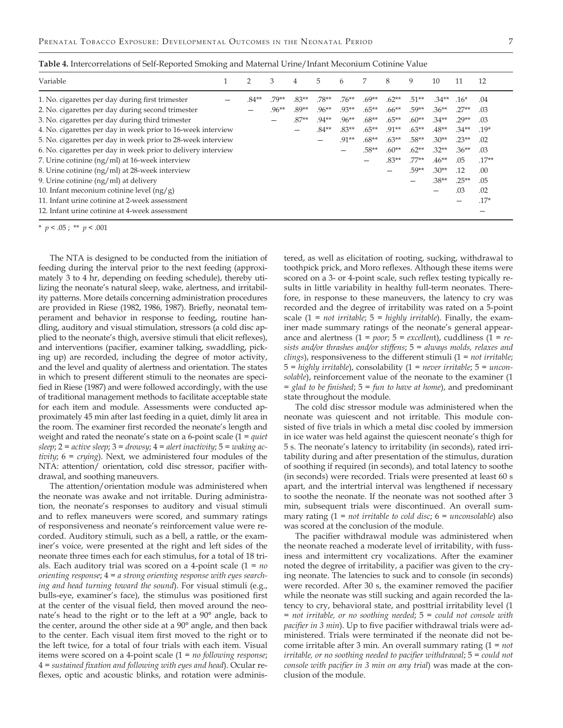**Table 4.** Intercorrelations of Self-Reported Smoking and Maternal Urine/Infant Meconium Cotinine Value

| Variable | 1 | 2 | 3 | 4 | 5 | 6 | 7 | 8 | 9 | 10 | 11 | 12 |
|---|---|---|---|---|---|---|---|---|---|---|---|---|
| 1. No. cigarettes per day during first trimester | — | .84** | .79** | .83** | .78** | .76** | .69** | .62** | .51** | .34** | .16* | .04 |
| 2. No. cigarettes per day during second trimester | | — | .96** | .89** | .96** | .93** | .65** | .66** | .59** | .36** | .27** | .03 |
| 3. No. cigarettes per day during third trimester | | | — | .87** | .94** | .96** | .68** | .65** | .60** | .34** | .29** | .03 |
| 4. No. cigarettes per day in week prior to 16-week interview | | | | — | .84** | .83** | .65** | .91** | .63** | .48** | .34** | .19* |
| 5. No. cigarettes per day in week prior to 28-week interview | | | | | — | .91** | .68** | .63** | .58** | .30** | .23** | .02 |
| 6. No. cigarettes per day in week prior to delivery interview | | | | | | — | .58** | .60** | .62** | .32** | .36** | .03 |
| 7. Urine cotinine (ng/ml) at 16-week interview | | | | | | | — | .83** | .77** | .46** | .05 | .17** |
| 8. Urine cotinine (ng/ml) at 28-week interview | | | | | | | | — | .59** | .30** | .12 | .00 |
| 9. Urine cotinine (ng/ml) at delivery | | | | | | | | | — | .38** | .25** | .05 |
| 10. Infant meconium cotinine level (ng/g) | | | | | | | | | | — | .03 | .02 |
| 11. Infant urine cotinine at 2-week assessment | | | | | | | | | | | — | .17* |
| 12. Infant urine cotinine at 4-week assessment | | | | | | | | | | | | — |

* $p < .05$ ; ** $p < .001$

The NTA is designed to be conducted from the initiation of feeding during the interval prior to the next feeding (approximately 3 to 4 hr, depending on feeding schedule), thereby utilizing the neonate's natural sleep, wake, alertness, and irritability patterns. More details concerning administration procedures are provided in Riese (1982, 1986, 1987). Briefly, neonatal temperament and behavior in response to feeding, routine handling, auditory and visual stimulation, stressors (a cold disc applied to the neonate's thigh, aversive stimuli that elicit reflexes), and interventions (pacifier, examiner talking, swaddling, picking up) are recorded, including the degree of motor activity, and the level and quality of alertness and orientation. The states in which to present different stimuli to the neonates are specified in Riese (1987) and were followed accordingly, with the use of traditional management methods to facilitate acceptable state for each item and module. Assessments were conducted approximately 45 min after last feeding in a quiet, dimly lit area in the room. The examiner first recorded the neonate's length and weight and rated the neonate's state on a 6-point scale (1 = *quiet sleep*; 2 = *active sleep*; 3 = *drowsy*; 4 = *alert inactivity*; 5 = *waking activity*; 6 = *crying*). Next, we administered four modules of the NTA: attention/ orientation, cold disc stressor, pacifier withdrawal, and soothing maneuvers.

The attention/orientation module was administered when the neonate was awake and not irritable. During administration, the neonate's responses to auditory and visual stimuli and to reflex maneuvers were scored, and summary ratings of responsiveness and neonate's reinforcement value were recorded. Auditory stimuli, such as a bell, a rattle, or the examiner's voice, were presented at the right and left sides of the neonate three times each for each stimulus, for a total of 18 trials. Each auditory trial was scored on a 4-point scale (1 = *no orienting response*; 4 = *a strong orienting response with eyes searching and head turning toward the sound*). For visual stimuli (e.g., bulls-eye, examiner's face), the stimulus was positioned first at the center of the visual field, then moved around the neonate's head to the right or to the left at a 90° angle, back to the center, around the other side at a 90° angle, and then back to the center. Each visual item first moved to the right or to the left twice, for a total of four trials with each item. Visual items were scored on a 4-point scale (1 = *no following response*; 4 = *sustained fixation and following with eyes and head*). Ocular reflexes, optic and acoustic blinks, and rotation were administered, as well as elicitation of rooting, sucking, withdrawal to toothpick prick, and Moro reflexes. Although these items were scored on a 3- or 4-point scale, such reflex testing typically results in little variability in healthy full-term neonates. Therefore, in response to these maneuvers, the latency to cry was recorded and the degree of irritability was rated on a 5-point scale (1 = *not irritable*; 5 = *highly irritable*). Finally, the examiner made summary ratings of the neonate's general appearance and alertness (1 = *poor*; 5 = *excellent*), cuddliness (1 = *resists and/or thrashes and/or stiffens*; 5 = *always molds, relaxes and clings*), responsiveness to the different stimuli (1 = *not irritable*; 5 = *highly irritable*), consolability (1 = *never irritable*; 5 = *unconsolable*), reinforcement value of the neonate to the examiner (1 = *glad to be finished*; 5 = *fun to have at home*), and predominant state throughout the module.

The cold disc stressor module was administered when the neonate was quiescent and not irritable. This module consisted of five trials in which a metal disc cooled by immersion in ice water was held against the quiescent neonate's thigh for 5 s. The neonate's latency to irritability (in seconds), rated irritability during and after presentation of the stimulus, duration of soothing if required (in seconds), and total latency to soothe (in seconds) were recorded. Trials were presented at least 60 s apart, and the intertrial interval was lengthened if necessary to soothe the neonate. If the neonate was not soothed after 3 min, subsequent trials were discontinued. An overall summary rating (1 = *not irritable to cold disc*; 6 = *unconsolable*) also was scored at the conclusion of the module.

The pacifier withdrawal module was administered when the neonate reached a moderate level of irritability, with fussiness and intermittent cry vocalizations. After the examiner noted the degree of irritability, a pacifier was given to the crying neonate. The latencies to suck and to console (in seconds) were recorded. After 30 s, the examiner removed the pacifier while the neonate was still sucking and again recorded the latency to cry, behavioral state, and posttrial irritability level (1 = *not irritable, or no soothing needed*; 5 = *could not console with pacifier in 3 min*). Up to five pacifier withdrawal trials were administered. Trials were terminated if the neonate did not become irritable after 3 min. An overall summary rating (1 = *not irritable, or no soothing needed to pacifier withdrawal*; 5 = *could not console with pacifier in 3 min on any trial*) was made at the conclusion of the module.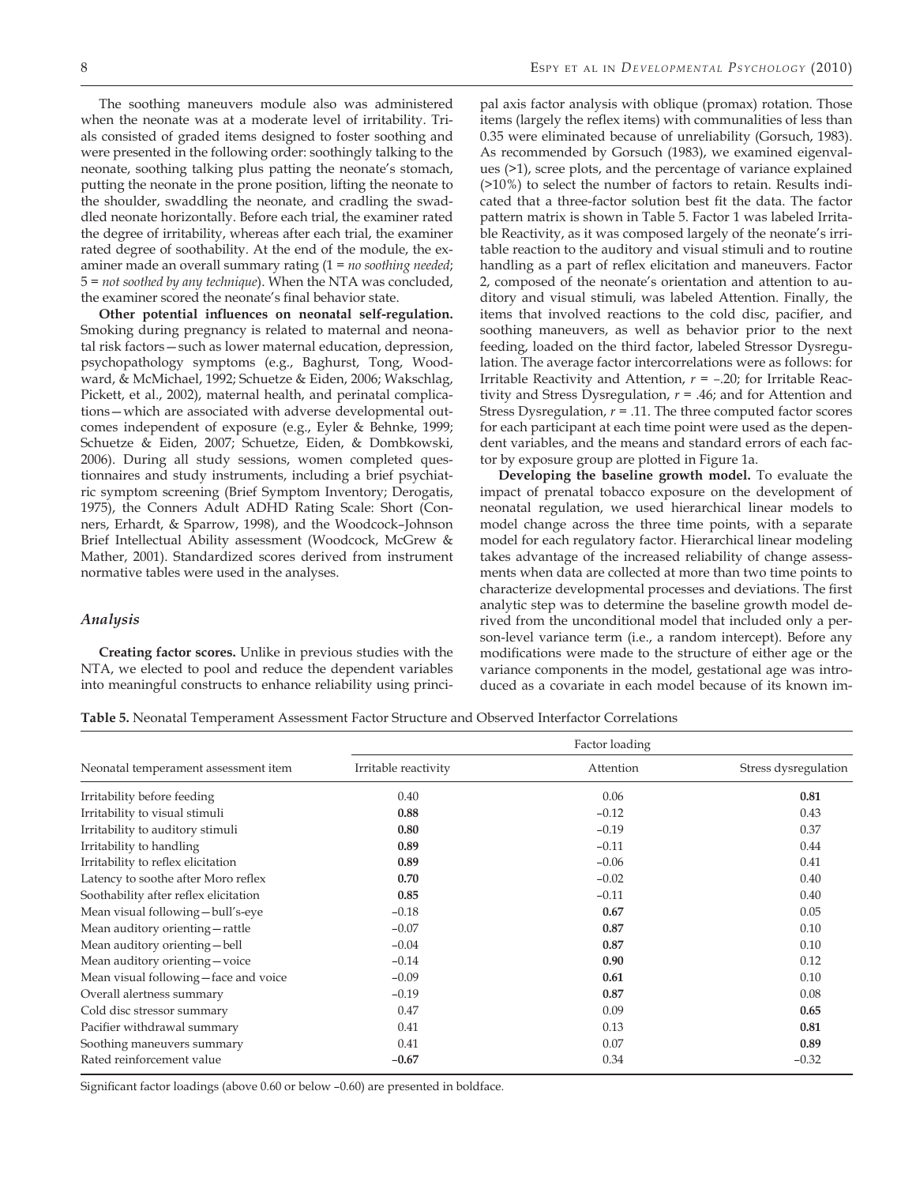The soothing maneuvers module also was administered when the neonate was at a moderate level of irritability. Trials consisted of graded items designed to foster soothing and were presented in the following order: soothingly talking to the neonate, soothing talking plus patting the neonate's stomach, putting the neonate in the prone position, lifting the neonate to the shoulder, swaddling the neonate, and cradling the swaddled neonate horizontally. Before each trial, the examiner rated the degree of irritability, whereas after each trial, the examiner rated degree of soothability. At the end of the module, the examiner made an overall summary rating (1 = *no soothing needed*; 5 = *not soothed by any technique*). When the NTA was concluded, the examiner scored the neonate's final behavior state.

**Other potential influences on neonatal self-regulation.** Smoking during pregnancy is related to maternal and neonatal risk factors—such as lower maternal education, depression, psychopathology symptoms (e.g., Baghurst, Tong, Woodward, & McMichael, 1992; Schuetze & Eiden, 2006; Wakschlag, Pickett, et al., 2002), maternal health, and perinatal complications—which are associated with adverse developmental outcomes independent of exposure (e.g., Eyler & Behnke, 1999; Schuetze & Eiden, 2007; Schuetze, Eiden, & Dombkowski, 2006). During all study sessions, women completed questionnaires and study instruments, including a brief psychiatric symptom screening (Brief Symptom Inventory; Derogatis, 1975), the Conners Adult ADHD Rating Scale: Short (Conners, Erhardt, & Sparrow, 1998), and the Woodcock–Johnson Brief Intellectual Ability assessment (Woodcock, McGrew & Mather, 2001). Standardized scores derived from instrument normative tables were used in the analyses.

### *Analysis*

**Creating factor scores.** Unlike in previous studies with the NTA, we elected to pool and reduce the dependent variables into meaningful constructs to enhance reliability using principal axis factor analysis with oblique (promax) rotation. Those items (largely the reflex items) with communalities of less than 0.35 were eliminated because of unreliability (Gorsuch, 1983). As recommended by Gorsuch (1983), we examined eigenvalues (>1), scree plots, and the percentage of variance explained (>10%) to select the number of factors to retain. Results indicated that a three-factor solution best fit the data. The factor pattern matrix is shown in Table 5. Factor 1 was labeled Irritable Reactivity, as it was composed largely of the neonate's irritable reaction to the auditory and visual stimuli and to routine handling as a part of reflex elicitation and maneuvers. Factor 2, composed of the neonate's orientation and attention to auditory and visual stimuli, was labeled Attention. Finally, the items that involved reactions to the cold disc, pacifier, and soothing maneuvers, as well as behavior prior to the next feeding, loaded on the third factor, labeled Stressor Dysregulation. The average factor intercorrelations were as follows: for Irritable Reactivity and Attention, $r = -.20$; for Irritable Reactivity and Stress Dysregulation, $r = .46$; and for Attention and Stress Dysregulation, $r = .11$. The three computed factor scores for each participant at each time point were used as the dependent variables, and the means and standard errors of each factor by exposure group are plotted in Figure 1a.

**Developing the baseline growth model.** To evaluate the impact of prenatal tobacco exposure on the development of neonatal regulation, we used hierarchical linear models to model change across the three time points, with a separate model for each regulatory factor. Hierarchical linear modeling takes advantage of the increased reliability of change assessments when data are collected at more than two time points to characterize developmental processes and deviations. The first analytic step was to determine the baseline growth model derived from the unconditional model that included only a person-level variance term (i.e., a random intercept). Before any modifications were made to the structure of either age or the variance components in the model, gestational age was introduced as a covariate in each model because of its known im-

**Table 5.** Neonatal Temperament Assessment Factor Structure and Observed Interfactor Correlations

| Neonatal temperament assessment item | Factor loading | | |
|---|---|---|---|
| | Irritable reactivity | Attention | Stress dysregulation |
| Irritability before feeding | 0.40 | 0.06 | **0.81** |
| Irritability to visual stimuli | **0.88** | −0.12 | 0.43 |
| Irritability to auditory stimuli | **0.80** | −0.19 | 0.37 |
| Irritability to handling | **0.89** | −0.11 | 0.44 |
| Irritability to reflex elicitation | **0.89** | −0.06 | 0.41 |
| Latency to soothe after Moro reflex | **0.70** | −0.02 | 0.40 |
| Soothability after reflex elicitation | **0.85** | −0.11 | 0.40 |
| Mean visual following—bull's-eye | −0.18 | **0.67** | 0.05 |
| Mean auditory orienting—rattle | −0.07 | **0.87** | 0.10 |
| Mean auditory orienting—bell | −0.04 | **0.87** | 0.10 |
| Mean auditory orienting—voice | −0.14 | **0.90** | 0.12 |
| Mean visual following—face and voice | −0.09 | **0.61** | 0.10 |
| Overall alertness summary | −0.19 | **0.87** | 0.08 |
| Cold disc stressor summary | 0.47 | 0.09 | **0.65** |
| Pacifier withdrawal summary | 0.41 | 0.13 | **0.81** |
| Soothing maneuvers summary | 0.41 | 0.07 | **0.89** |
| Rated reinforcement value | **−0.67** | 0.34 | −0.32 |

Significant factor loadings (above 0.60 or below −0.60) are presented in boldface.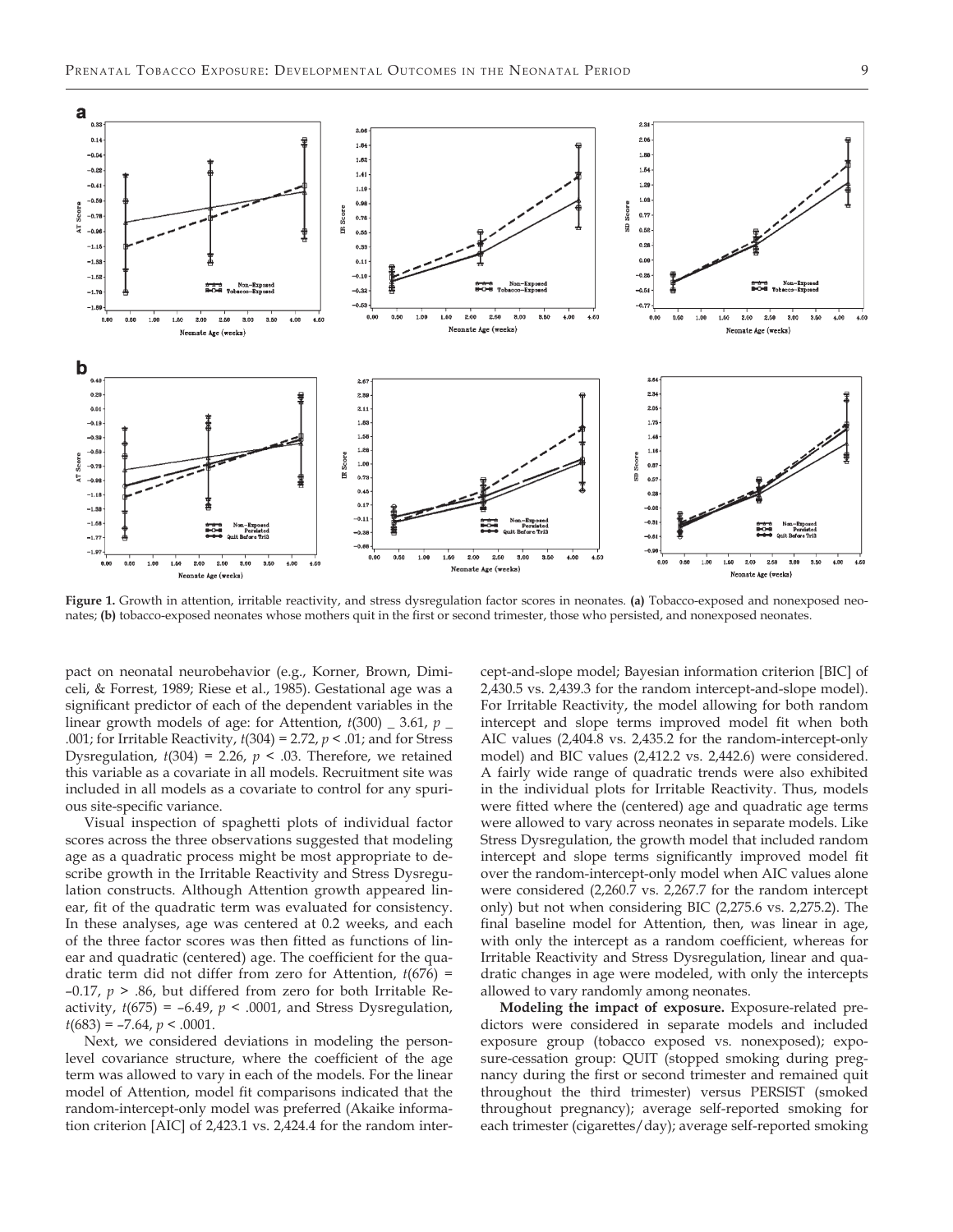**Figure 1.** Growth in attention, irritable reactivity, and stress dysregulation factor scores in neonates. **(a)** Tobacco-exposed and nonexposed neonates; **(b)** tobacco-exposed neonates whose mothers quit in the first or second trimester, those who persisted, and nonexposed neonates.

pact on neonatal neurobehavior (e.g., Korner, Brown, Dimiceli, & Forrest, 1989; Riese et al., 1985). Gestational age was a significant predictor of each of the dependent variables in the linear growth models of age: for Attention, $t(300)$ _ 3.61, $p$ _ .001; for Irritable Reactivity, $t(304) = 2.72$, $p < .01$; and for Stress Dysregulation, $t(304) = 2.26$, $p < .03$. Therefore, we retained this variable as a covariate in all models. Recruitment site was included in all models as a covariate to control for any spurious site-specific variance.

Visual inspection of spaghetti plots of individual factor scores across the three observations suggested that modeling age as a quadratic process might be most appropriate to describe growth in the Irritable Reactivity and Stress Dysregulation constructs. Although Attention growth appeared linear, fit of the quadratic term was evaluated for consistency. In these analyses, age was centered at 0.2 weeks, and each of the three factor scores was then fitted as functions of linear and quadratic (centered) age. The coefficient for the quadratic term did not differ from zero for Attention, $t(676) = -0.17$, $p > .86$, but differed from zero for both Irritable Reactivity, $t(675) = -6.49$, $p < .0001$, and Stress Dysregulation, $t(683) = -7.64$, $p < .0001$.

Next, we considered deviations in modeling the person-level covariance structure, where the coefficient of the age term was allowed to vary in each of the models. For the linear model of Attention, model fit comparisons indicated that the random-intercept-only model was preferred (Akaike information criterion [AIC] of 2,423.1 vs. 2,424.4 for the random intercept-and-slope model; Bayesian information criterion [BIC] of 2,430.5 vs. 2,439.3 for the random intercept-and-slope model). For Irritable Reactivity, the model allowing for both random intercept and slope terms improved model fit when both AIC values (2,404.8 vs. 2,435.2 for the random-intercept-only model) and BIC values (2,412.2 vs. 2,442.6) were considered. A fairly wide range of quadratic trends were also exhibited in the individual plots for Irritable Reactivity. Thus, models were fitted where the (centered) age and quadratic age terms were allowed to vary across neonates in separate models. Like Stress Dysregulation, the growth model that included random intercept and slope terms significantly improved model fit over the random-intercept-only model when AIC values alone were considered (2,260.7 vs. 2,267.7 for the random intercept only) but not when considering BIC (2,275.6 vs. 2,275.2). The final baseline model for Attention, then, was linear in age, with only the intercept as a random coefficient, whereas for Irritable Reactivity and Stress Dysregulation, linear and quadratic changes in age were modeled, with only the intercepts allowed to vary randomly among neonates.

**Modeling the impact of exposure.** Exposure-related predictors were considered in separate models and included exposure group (tobacco exposed vs. nonexposed); exposure-cessation group: QUIT (stopped smoking during pregnancy during the first or second trimester and remained quit throughout the third trimester) versus PERSIST (smoked throughout pregnancy); average self-reported smoking for each trimester (cigarettes/day); average self-reported smoking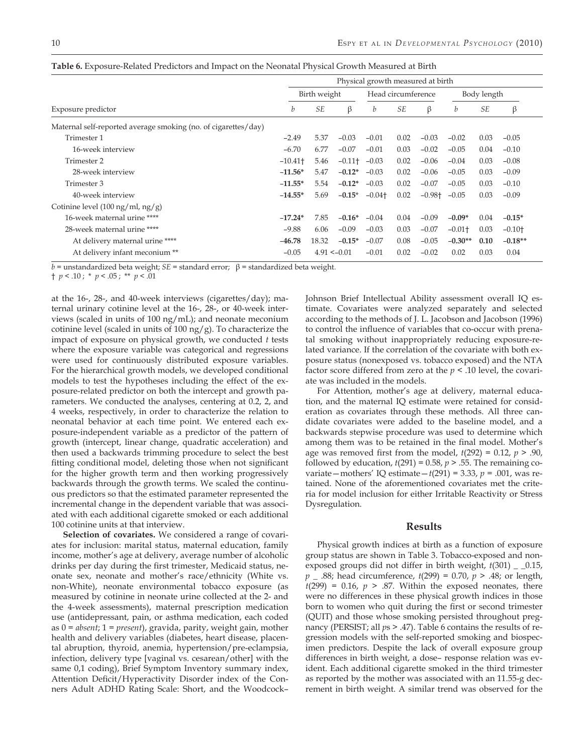**Table 6.** Exposure-Related Predictors and Impact on the Neonatal Physical Growth Measured at Birth

| | Physical growth measured at birth | | | | | | | | |
|---|---|---|---|---|---|---|---|---|---|
| | Birth weight | | | Head circumference | | | Body length | | |
| Exposure predictor | *b* | *SE* | β | *b* | *SE* | β | *b* | *SE* | β |
| Maternal self-reported average smoking (no. of cigarettes/day) | | | | | | | | | |
| Trimester 1 | −2.49 | 5.37 | −0.03 | −0.01 | 0.02 | −0.03 | −0.02 | 0.03 | −0.05 |
| 16-week interview | −6.70 | 6.77 | −0.07 | −0.01 | 0.03 | −0.02 | −0.05 | 0.04 | −0.10 |
| Trimester 2 | −10.41† | 5.46 | −0.11† | −0.03 | 0.02 | −0.06 | −0.04 | 0.03 | −0.08 |
| 28-week interview | **−11.56*** | 5.47 | **−0.12*** | −0.03 | 0.02 | −0.06 | −0.05 | 0.03 | −0.09 |
| Trimester 3 | **−11.55*** | 5.54 | **−0.12*** | −0.03 | 0.02 | −0.07 | −0.05 | 0.03 | −0.10 |
| 40-week interview | **−14.55*** | 5.69 | **−0.15*** | −0.04† | 0.02 | −0.98† | −0.05 | 0.03 | −0.09 |
| Cotinine level (100 ng/ml, ng/g) | | | | | | | | | |
| 16-week maternal urine **** | **−17.24*** | 7.85 | **−0.16*** | −0.04 | 0.04 | −0.09 | **−0.09*** | 0.04 | **−0.15*** |
| 28-week maternal urine **** | −9.88 | 6.06 | −0.09 | −0.03 | 0.03 | −0.07 | −0.01† | 0.03 | −0.10† |
| At delivery maternal urine **** | **−46.78** | 18.32 | **−0.15*** | −0.07 | 0.08 | −0.05 | **−0.30**** | **0.10** | **−0.18**** |
| At delivery infant meconium ** | −0.05 | 4.91 | <−0.01 | −0.01 | 0.02 | −0.02 | 0.02 | 0.03 | 0.04 |

*b* = unstandardized beta weight; *SE* = standard error; β = standardized beta weight.
† $p < .10$ ; * $p < .05$ ; ** $p < .01$

at the 16-, 28-, and 40-week interviews (cigarettes/day); maternal urinary cotinine level at the 16-, 28-, or 40-week interviews (scaled in units of 100 ng/mL); and neonate meconium cotinine level (scaled in units of 100 ng/g). To characterize the impact of exposure on physical growth, we conducted *t* tests where the exposure variable was categorical and regressions were used for continuously distributed exposure variables. For the hierarchical growth models, we developed conditional models to test the hypotheses including the effect of the exposure-related predictor on both the intercept and growth parameters. We conducted the analyses, centering at 0.2, 2, and 4 weeks, respectively, in order to characterize the relation to neonatal behavior at each time point. We entered each exposure-independent variable as a predictor of the pattern of growth (intercept, linear change, quadratic acceleration) and then used a backwards trimming procedure to select the best fitting conditional model, deleting those when not significant for the higher growth term and then working progressively backwards through the growth terms. We scaled the continuous predictors so that the estimated parameter represented the incremental change in the dependent variable that was associated with each additional cigarette smoked or each additional 100 cotinine units at that interview.

**Selection of covariates.** We considered a range of covariates for inclusion: marital status, maternal education, family income, mother's age at delivery, average number of alcoholic drinks per day during the first trimester, Medicaid status, neonate sex, neonate and mother's race/ethnicity (White vs. non-White), neonate environmental tobacco exposure (as measured by cotinine in neonate urine collected at the 2- and the 4-week assessments), maternal prescription medication use (antidepressant, pain, or asthma medication, each coded as 0 = *absent*; 1 = *present*), gravida, parity, weight gain, mother health and delivery variables (diabetes, heart disease, placental abruption, thyroid, anemia, hypertension/pre-eclampsia, infection, delivery type [vaginal vs. cesarean/other] with the same 0,1 coding), Brief Symptom Inventory summary index, Attention Deficit/Hyperactivity Disorder index of the Conners Adult ADHD Rating Scale: Short, and the Woodcock–Johnson Brief Intellectual Ability assessment overall IQ estimate. Covariates were analyzed separately and selected according to the methods of J. L. Jacobson and Jacobson (1996) to control the influence of variables that co-occur with prenatal smoking without inappropriately reducing exposure-related variance. If the correlation of the covariate with both exposure status (nonexposed vs. tobacco exposed) and the NTA factor score differed from zero at the $p < .10$ level, the covariate was included in the models.

For Attention, mother's age at delivery, maternal education, and the maternal IQ estimate were retained for consideration as covariates through these methods. All three candidate covariates were added to the baseline model, and a backwards stepwise procedure was used to determine which among them was to be retained in the final model. Mother's age was removed first from the model, $t(292) = 0.12$, $p > .90$, followed by education, $t(291) = 0.58$, $p > .55$. The remaining covariate—mothers' IQ estimate—$t(291) = 3.33$, $p = .001$, was retained. None of the aforementioned covariates met the criteria for model inclusion for either Irritable Reactivity or Stress Dysregulation.

## Results

Physical growth indices at birth as a function of exposure group status are shown in Table 3. Tobacco-exposed and nonexposed groups did not differ in birth weight, $t(301)$ _ _0.15, $p$ _ .88; head circumference, $t(299) = 0.70$, $p > .48$; or length, $t(299) = 0.16$, $p > .87$. Within the exposed neonates, there were no differences in these physical growth indices in those born to women who quit during the first or second trimester (QUIT) and those whose smoking persisted throughout pregnancy (PERSIST; all $p$s > .47). Table 6 contains the results of regression models with the self-reported smoking and biospecimen predictors. Despite the lack of overall exposure group differences in birth weight, a dose– response relation was evident. Each additional cigarette smoked in the third trimester as reported by the mother was associated with an 11.55-g decrement in birth weight. A similar trend was observed for the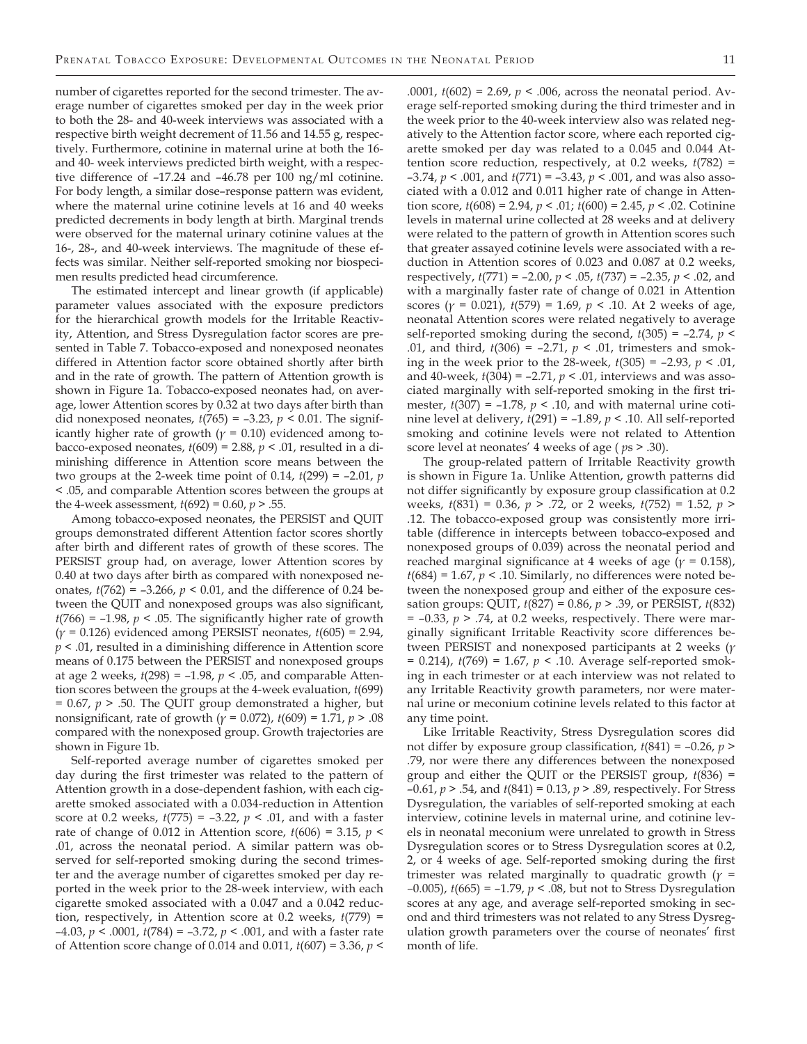number of cigarettes reported for the second trimester. The average number of cigarettes smoked per day in the week prior to both the 28- and 40-week interviews was associated with a respective birth weight decrement of 11.56 and 14.55 g, respectively. Furthermore, cotinine in maternal urine at both the 16- and 40- week interviews predicted birth weight, with a respective difference of –17.24 and –46.78 per 100 ng/ml cotinine. For body length, a similar dose–response pattern was evident, where the maternal urine cotinine levels at 16 and 40 weeks predicted decrements in body length at birth. Marginal trends were observed for the maternal urinary cotinine values at the 16-, 28-, and 40-week interviews. The magnitude of these effects was similar. Neither self-reported smoking nor biospecimen results predicted head circumference.

The estimated intercept and linear growth (if applicable) parameter values associated with the exposure predictors for the hierarchical growth models for the Irritable Reactivity, Attention, and Stress Dysregulation factor scores are presented in Table 7. Tobacco-exposed and nonexposed neonates differed in Attention factor score obtained shortly after birth and in the rate of growth. The pattern of Attention growth is shown in Figure 1a. Tobacco-exposed neonates had, on average, lower Attention scores by 0.32 at two days after birth than did nonexposed neonates, $t(765) = –3.23$, $p < 0.01$. The significantly higher rate of growth ($\gamma = 0.10$) evidenced among tobacco-exposed neonates, $t(609) = 2.88$, $p < .01$, resulted in a diminishing difference in Attention score means between the two groups at the 2-week time point of 0.14, $t(299) = –2.01$, $p < .05$, and comparable Attention scores between the groups at the 4-week assessment, $t(692) = 0.60$, $p > .55$.

Among tobacco-exposed neonates, the PERSIST and QUIT groups demonstrated different Attention factor scores shortly after birth and different rates of growth of these scores. The PERSIST group had, on average, lower Attention scores by 0.40 at two days after birth as compared with nonexposed neonates, $t(762) = –3.266$, $p < 0.01$, and the difference of 0.24 between the QUIT and nonexposed groups was also significant, $t(766) = –1.98$, $p < .05$. The significantly higher rate of growth ($\gamma = 0.126$) evidenced among PERSIST neonates, $t(605) = 2.94$, $p < .01$, resulted in a diminishing difference in Attention score means of 0.175 between the PERSIST and nonexposed groups at age 2 weeks, $t(298) = –1.98$, $p < .05$, and comparable Attention scores between the groups at the 4-week evaluation, $t(699) = 0.67$, $p > .50$. The QUIT group demonstrated a higher, but nonsignificant, rate of growth ($\gamma = 0.072$), $t(609) = 1.71$, $p > .08$ compared with the nonexposed group. Growth trajectories are shown in Figure 1b.

Self-reported average number of cigarettes smoked per day during the first trimester was related to the pattern of Attention growth in a dose-dependent fashion, with each cigarette smoked associated with a 0.034-reduction in Attention score at 0.2 weeks, $t(775) = –3.22$, $p < .01$, and with a faster rate of change of 0.012 in Attention score, $t(606) = 3.15$, $p < .01$, across the neonatal period. A similar pattern was observed for self-reported smoking during the second trimester and the average number of cigarettes smoked per day reported in the week prior to the 28-week interview, with each cigarette smoked associated with a 0.047 and a 0.042 reduction, respectively, in Attention score at 0.2 weeks, $t(779) = –4.03$, $p < .0001$, $t(784) = –3.72$, $p < .001$, and with a faster rate of Attention score change of 0.014 and 0.011, $t(607) = 3.36$, $p < .0001$, $t(602) = 2.69$, $p < .006$, across the neonatal period. Average self-reported smoking during the third trimester and in the week prior to the 40-week interview also was related negatively to the Attention factor score, where each reported cigarette smoked per day was related to a 0.045 and 0.044 Attention score reduction, respectively, at 0.2 weeks, $t(782) = –3.74$, $p < .001$, and $t(771) = –3.43$, $p < .001$, and was also associated with a 0.012 and 0.011 higher rate of change in Attention score, $t(608) = 2.94$, $p < .01$; $t(600) = 2.45$, $p < .02$. Cotinine levels in maternal urine collected at 28 weeks and at delivery were related to the pattern of growth in Attention scores such that greater assayed cotinine levels were associated with a reduction in Attention scores of 0.023 and 0.087 at 0.2 weeks, respectively, $t(771) = –2.00$, $p < .05$, $t(737) = –2.35$, $p < .02$, and with a marginally faster rate of change of 0.021 in Attention scores ($\gamma = 0.021$), $t(579) = 1.69$, $p < .10$. At 2 weeks of age, neonatal Attention scores were related negatively to average self-reported smoking during the second, $t(305) = –2.74$, $p < .01$, and third, $t(306) = –2.71$, $p < .01$, trimesters and smoking in the week prior to the 28-week, $t(305) = –2.93$, $p < .01$, and 40-week, $t(304) = –2.71$, $p < .01$, interviews and was associated marginally with self-reported smoking in the first trimester, $t(307) = –1.78$, $p < .10$, and with maternal urine cotinine level at delivery, $t(291) = –1.89$, $p < .10$. All self-reported smoking and cotinine levels were not related to Attention score level at neonates' 4 weeks of age ( $p$s > .30).

The group-related pattern of Irritable Reactivity growth is shown in Figure 1a. Unlike Attention, growth patterns did not differ significantly by exposure group classification at 0.2 weeks, $t(831) = 0.36$, $p > .72$, or 2 weeks, $t(752) = 1.52$, $p > .12$. The tobacco-exposed group was consistently more irritable (difference in intercepts between tobacco-exposed and nonexposed groups of 0.039) across the neonatal period and reached marginal significance at 4 weeks of age ($\gamma = 0.158$), $t(684) = 1.67$, $p < .10$. Similarly, no differences were noted between the nonexposed group and either of the exposure cessation groups: QUIT, $t(827) = 0.86$, $p > .39$, or PERSIST, $t(832) = –0.33$, $p > .74$, at 0.2 weeks, respectively. There were marginally significant Irritable Reactivity score differences between PERSIST and nonexposed participants at 2 weeks ($\gamma = 0.214$), $t(769) = 1.67$, $p < .10$. Average self-reported smoking in each trimester or at each interview was not related to any Irritable Reactivity growth parameters, nor were maternal urine or meconium cotinine levels related to this factor at any time point.

Like Irritable Reactivity, Stress Dysregulation scores did not differ by exposure group classification, $t(841) = –0.26$, $p > .79$, nor were there any differences between the nonexposed group and either the QUIT or the PERSIST group, $t(836) = –0.61$, $p > .54$, and $t(841) = 0.13$, $p > .89$, respectively. For Stress Dysregulation, the variables of self-reported smoking at each interview, cotinine levels in maternal urine, and cotinine levels in neonatal meconium were unrelated to growth in Stress Dysregulation scores or to Stress Dysregulation scores at 0.2, 2, or 4 weeks of age. Self-reported smoking during the first trimester was related marginally to quadratic growth ($\gamma = –0.005$), $t(665) = –1.79$, $p < .08$, but not to Stress Dysregulation scores at any age, and average self-reported smoking in second and third trimesters was not related to any Stress Dysregulation growth parameters over the course of neonates' first month of life.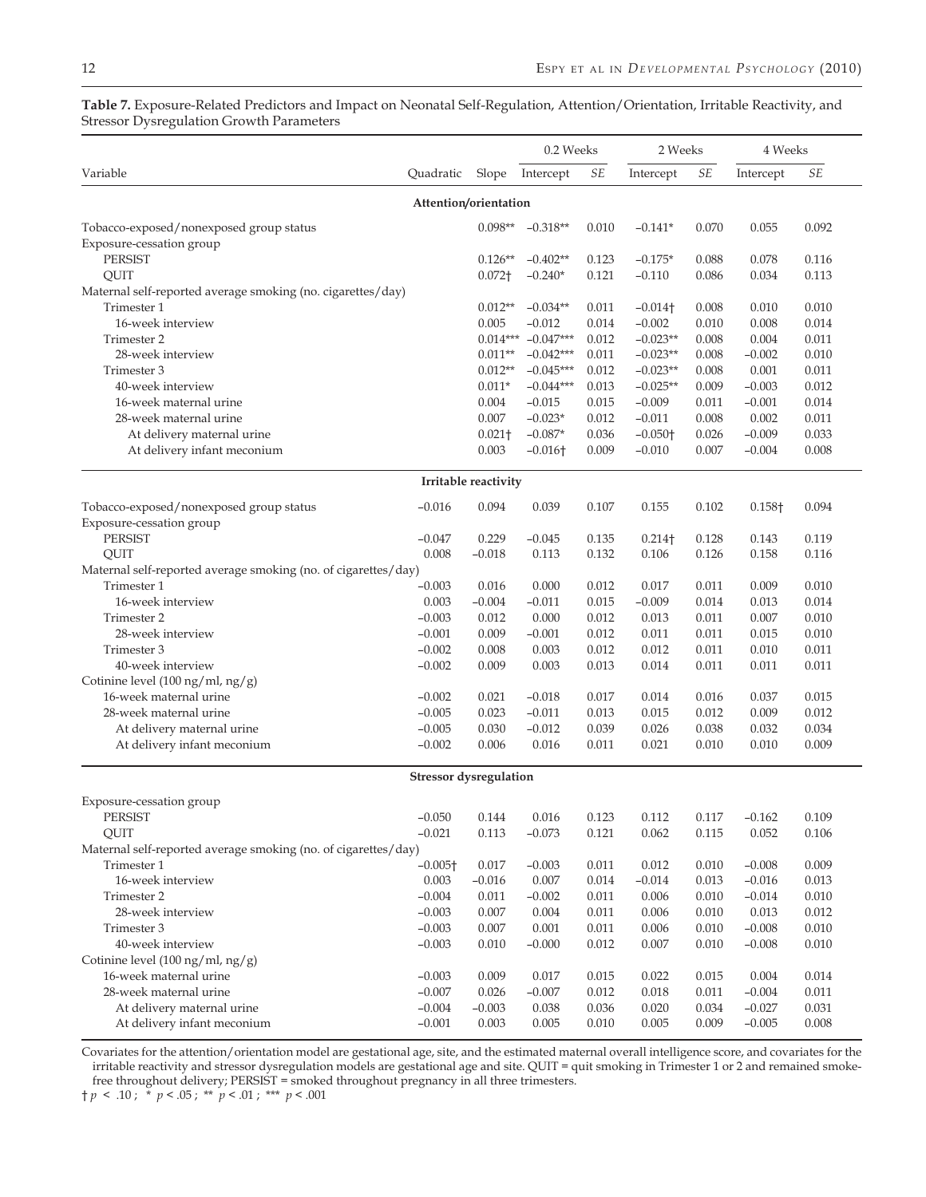**Table 7.** Exposure-Related Predictors and Impact on Neonatal Self-Regulation, Attention/Orientation, Irritable Reactivity, and Stressor Dysregulation Growth Parameters

| | | | 0.2 Weeks | | 2 Weeks | | 4 Weeks | |
|---|---|---|---|---|---|---|---|---|
| Variable | Quadratic | Slope | Intercept | *SE* | Intercept | *SE* | Intercept | *SE* |
| **Attention/orientation** | | | | | | | | |
| Tobacco-exposed/nonexposed group status | | 0.098** | −0.318** | 0.010 | −0.141* | 0.070 | 0.055 | 0.092 |
| Exposure-cessation group | | | | | | | | |
| PERSIST | | 0.126** | −0.402** | 0.123 | −0.175* | 0.088 | 0.078 | 0.116 |
| QUIT | | 0.072† | −0.240* | 0.121 | −0.110 | 0.086 | 0.034 | 0.113 |
| Maternal self-reported average smoking (no. cigarettes/day) | | | | | | | | |
| Trimester 1 | | 0.012** | −0.034** | 0.011 | −0.014† | 0.008 | 0.010 | 0.010 |
| 16-week interview | | 0.005 | −0.012 | 0.014 | −0.002 | 0.010 | 0.008 | 0.014 |
| Trimester 2 | | 0.014*** | −0.047*** | 0.012 | −0.023** | 0.008 | 0.004 | 0.011 |
| 28-week interview | | 0.011** | −0.042*** | 0.011 | −0.023** | 0.008 | −0.002 | 0.010 |
| Trimester 3 | | 0.012** | −0.045*** | 0.012 | −0.023** | 0.008 | 0.001 | 0.011 |
| 40-week interview | | 0.011* | −0.044*** | 0.013 | −0.025** | 0.009 | −0.003 | 0.012 |
| 16-week maternal urine | | 0.004 | −0.015 | 0.015 | −0.009 | 0.011 | −0.001 | 0.014 |
| 28-week maternal urine | | 0.007 | −0.023* | 0.012 | −0.011 | 0.008 | 0.002 | 0.011 |
| At delivery maternal urine | | 0.021† | −0.087* | 0.036 | −0.050† | 0.026 | −0.009 | 0.033 |
| At delivery infant meconium | | 0.003 | −0.016† | 0.009 | −0.010 | 0.007 | −0.004 | 0.008 |
| **Irritable reactivity** | | | | | | | | |
| Tobacco-exposed/nonexposed group status | −0.016 | 0.094 | 0.039 | 0.107 | 0.155 | 0.102 | 0.158† | 0.094 |
| Exposure-cessation group | | | | | | | | |
| PERSIST | −0.047 | 0.229 | −0.045 | 0.135 | 0.214† | 0.128 | 0.143 | 0.119 |
| QUIT | 0.008 | −0.018 | 0.113 | 0.132 | 0.106 | 0.126 | 0.158 | 0.116 |
| Maternal self-reported average smoking (no. of cigarettes/day) | | | | | | | | |
| Trimester 1 | −0.003 | 0.016 | 0.000 | 0.012 | 0.017 | 0.011 | 0.009 | 0.010 |
| 16-week interview | 0.003 | −0.004 | −0.011 | 0.015 | −0.009 | 0.014 | 0.013 | 0.014 |
| Trimester 2 | −0.003 | 0.012 | 0.000 | 0.012 | 0.013 | 0.011 | 0.007 | 0.010 |
| 28-week interview | −0.001 | 0.009 | −0.001 | 0.012 | 0.011 | 0.011 | 0.015 | 0.010 |
| Trimester 3 | −0.002 | 0.008 | 0.003 | 0.012 | 0.012 | 0.011 | 0.010 | 0.011 |
| 40-week interview | −0.002 | 0.009 | 0.003 | 0.013 | 0.014 | 0.011 | 0.011 | 0.011 |
| Cotinine level (100 ng/ml, ng/g) | | | | | | | | |
| 16-week maternal urine | −0.002 | 0.021 | −0.018 | 0.017 | 0.014 | 0.016 | 0.037 | 0.015 |
| 28-week maternal urine | −0.005 | 0.023 | −0.011 | 0.013 | 0.015 | 0.012 | 0.009 | 0.012 |
| At delivery maternal urine | −0.005 | 0.030 | −0.012 | 0.039 | 0.026 | 0.038 | 0.032 | 0.034 |
| At delivery infant meconium | −0.002 | 0.006 | 0.016 | 0.011 | 0.021 | 0.010 | 0.010 | 0.009 |
| **Stressor dysregulation** | | | | | | | | |
| Exposure-cessation group | | | | | | | | |
| PERSIST | −0.050 | 0.144 | 0.016 | 0.123 | 0.112 | 0.117 | −0.162 | 0.109 |
| QUIT | −0.021 | 0.113 | −0.073 | 0.121 | 0.062 | 0.115 | 0.052 | 0.106 |
| Maternal self-reported average smoking (no. of cigarettes/day) | | | | | | | | |
| Trimester 1 | −0.005† | 0.017 | −0.003 | 0.011 | 0.012 | 0.010 | −0.008 | 0.009 |
| 16-week interview | 0.003 | −0.016 | 0.007 | 0.014 | −0.014 | 0.013 | −0.016 | 0.013 |
| Trimester 2 | −0.004 | 0.011 | −0.002 | 0.011 | 0.006 | 0.010 | −0.014 | 0.010 |
| 28-week interview | −0.003 | 0.007 | 0.004 | 0.011 | 0.006 | 0.010 | 0.013 | 0.012 |
| Trimester 3 | −0.003 | 0.007 | 0.001 | 0.011 | 0.006 | 0.010 | −0.008 | 0.010 |
| 40-week interview | −0.003 | 0.010 | −0.000 | 0.012 | 0.007 | 0.010 | −0.008 | 0.010 |
| Cotinine level (100 ng/ml, ng/g) | | | | | | | | |
| 16-week maternal urine | −0.003 | 0.009 | 0.017 | 0.015 | 0.022 | 0.015 | 0.004 | 0.014 |
| 28-week maternal urine | −0.007 | 0.026 | −0.007 | 0.012 | 0.018 | 0.011 | −0.004 | 0.011 |
| At delivery maternal urine | −0.004 | −0.003 | 0.038 | 0.036 | 0.020 | 0.034 | −0.027 | 0.031 |
| At delivery infant meconium | −0.001 | 0.003 | 0.005 | 0.010 | 0.005 | 0.009 | −0.005 | 0.008 |

Covariates for the attention/orientation model are gestational age, site, and the estimated maternal overall intelligence score, and covariates for the irritable reactivity and stressor dysregulation models are gestational age and site. QUIT = quit smoking in Trimester 1 or 2 and remained smoke-free throughout delivery; PERSIST = smoked throughout pregnancy in all three trimesters.

† $p < .10$; * $p < .05$; ** $p < .01$; *** $p < .001$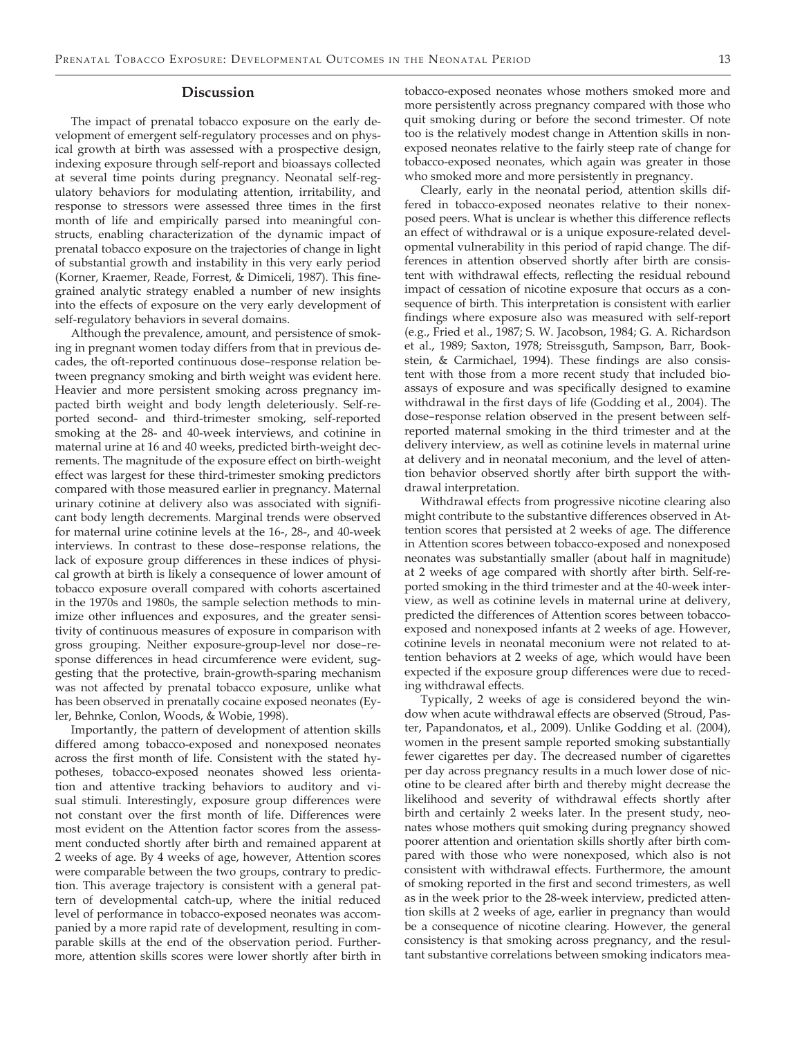## Discussion

The impact of prenatal tobacco exposure on the early development of emergent self-regulatory processes and on physical growth at birth was assessed with a prospective design, indexing exposure through self-report and bioassays collected at several time points during pregnancy. Neonatal self-regulatory behaviors for modulating attention, irritability, and response to stressors were assessed three times in the first month of life and empirically parsed into meaningful constructs, enabling characterization of the dynamic impact of prenatal tobacco exposure on the trajectories of change in light of substantial growth and instability in this very early period (Korner, Kraemer, Reade, Forrest, & Dimiceli, 1987). This fine-grained analytic strategy enabled a number of new insights into the effects of exposure on the very early development of self-regulatory behaviors in several domains.

Although the prevalence, amount, and persistence of smoking in pregnant women today differs from that in previous decades, the oft-reported continuous dose–response relation between pregnancy smoking and birth weight was evident here. Heavier and more persistent smoking across pregnancy impacted birth weight and body length deleteriously. Self-reported second- and third-trimester smoking, self-reported smoking at the 28- and 40-week interviews, and cotinine in maternal urine at 16 and 40 weeks, predicted birth-weight decrements. The magnitude of the exposure effect on birth-weight effect was largest for these third-trimester smoking predictors compared with those measured earlier in pregnancy. Maternal urinary cotinine at delivery also was associated with significant body length decrements. Marginal trends were observed for maternal urine cotinine levels at the 16-, 28-, and 40-week interviews. In contrast to these dose–response relations, the lack of exposure group differences in these indices of physical growth at birth is likely a consequence of lower amount of tobacco exposure overall compared with cohorts ascertained in the 1970s and 1980s, the sample selection methods to minimize other influences and exposures, and the greater sensitivity of continuous measures of exposure in comparison with gross grouping. Neither exposure-group-level nor dose–response differences in head circumference were evident, suggesting that the protective, brain-growth-sparing mechanism was not affected by prenatal tobacco exposure, unlike what has been observed in prenatally cocaine exposed neonates (Eyler, Behnke, Conlon, Woods, & Wobie, 1998).

Importantly, the pattern of development of attention skills differed among tobacco-exposed and nonexposed neonates across the first month of life. Consistent with the stated hypotheses, tobacco-exposed neonates showed less orientation and attentive tracking behaviors to auditory and visual stimuli. Interestingly, exposure group differences were not constant over the first month of life. Differences were most evident on the Attention factor scores from the assessment conducted shortly after birth and remained apparent at 2 weeks of age. By 4 weeks of age, however, Attention scores were comparable between the two groups, contrary to prediction. This average trajectory is consistent with a general pattern of developmental catch-up, where the initial reduced level of performance in tobacco-exposed neonates was accompanied by a more rapid rate of development, resulting in comparable skills at the end of the observation period. Furthermore, attention skills scores were lower shortly after birth in tobacco-exposed neonates whose mothers smoked more and more persistently across pregnancy compared with those who quit smoking during or before the second trimester. Of note too is the relatively modest change in Attention skills in nonexposed neonates relative to the fairly steep rate of change for tobacco-exposed neonates, which again was greater in those who smoked more and more persistently in pregnancy.

Clearly, early in the neonatal period, attention skills differed in tobacco-exposed neonates relative to their nonexposed peers. What is unclear is whether this difference reflects an effect of withdrawal or is a unique exposure-related developmental vulnerability in this period of rapid change. The differences in attention observed shortly after birth are consistent with withdrawal effects, reflecting the residual rebound impact of cessation of nicotine exposure that occurs as a consequence of birth. This interpretation is consistent with earlier findings where exposure also was measured with self-report (e.g., Fried et al., 1987; S. W. Jacobson, 1984; G. A. Richardson et al., 1989; Saxton, 1978; Streissguth, Sampson, Barr, Bookstein, & Carmichael, 1994). These findings are also consistent with those from a more recent study that included bioassays of exposure and was specifically designed to examine withdrawal in the first days of life (Godding et al., 2004). The dose–response relation observed in the present between self-reported maternal smoking in the third trimester and at the delivery interview, as well as cotinine levels in maternal urine at delivery and in neonatal meconium, and the level of attention behavior observed shortly after birth support the withdrawal interpretation.

Withdrawal effects from progressive nicotine clearing also might contribute to the substantive differences observed in Attention scores that persisted at 2 weeks of age. The difference in Attention scores between tobacco-exposed and nonexposed neonates was substantially smaller (about half in magnitude) at 2 weeks of age compared with shortly after birth. Self-reported smoking in the third trimester and at the 40-week interview, as well as cotinine levels in maternal urine at delivery, predicted the differences of Attention scores between tobacco-exposed and nonexposed infants at 2 weeks of age. However, cotinine levels in neonatal meconium were not related to attention behaviors at 2 weeks of age, which would have been expected if the exposure group differences were due to receding withdrawal effects.

Typically, 2 weeks of age is considered beyond the window when acute withdrawal effects are observed (Stroud, Paster, Papandonatos, et al., 2009). Unlike Godding et al. (2004), women in the present sample reported smoking substantially fewer cigarettes per day. The decreased number of cigarettes per day across pregnancy results in a much lower dose of nicotine to be cleared after birth and thereby might decrease the likelihood and severity of withdrawal effects shortly after birth and certainly 2 weeks later. In the present study, neonates whose mothers quit smoking during pregnancy showed poorer attention and orientation skills shortly after birth compared with those who were nonexposed, which also is not consistent with withdrawal effects. Furthermore, the amount of smoking reported in the first and second trimesters, as well as in the week prior to the 28-week interview, predicted attention skills at 2 weeks of age, earlier in pregnancy than would be a consequence of nicotine clearing. However, the general consistency is that smoking across pregnancy, and the resultant substantive correlations between smoking indicators mea-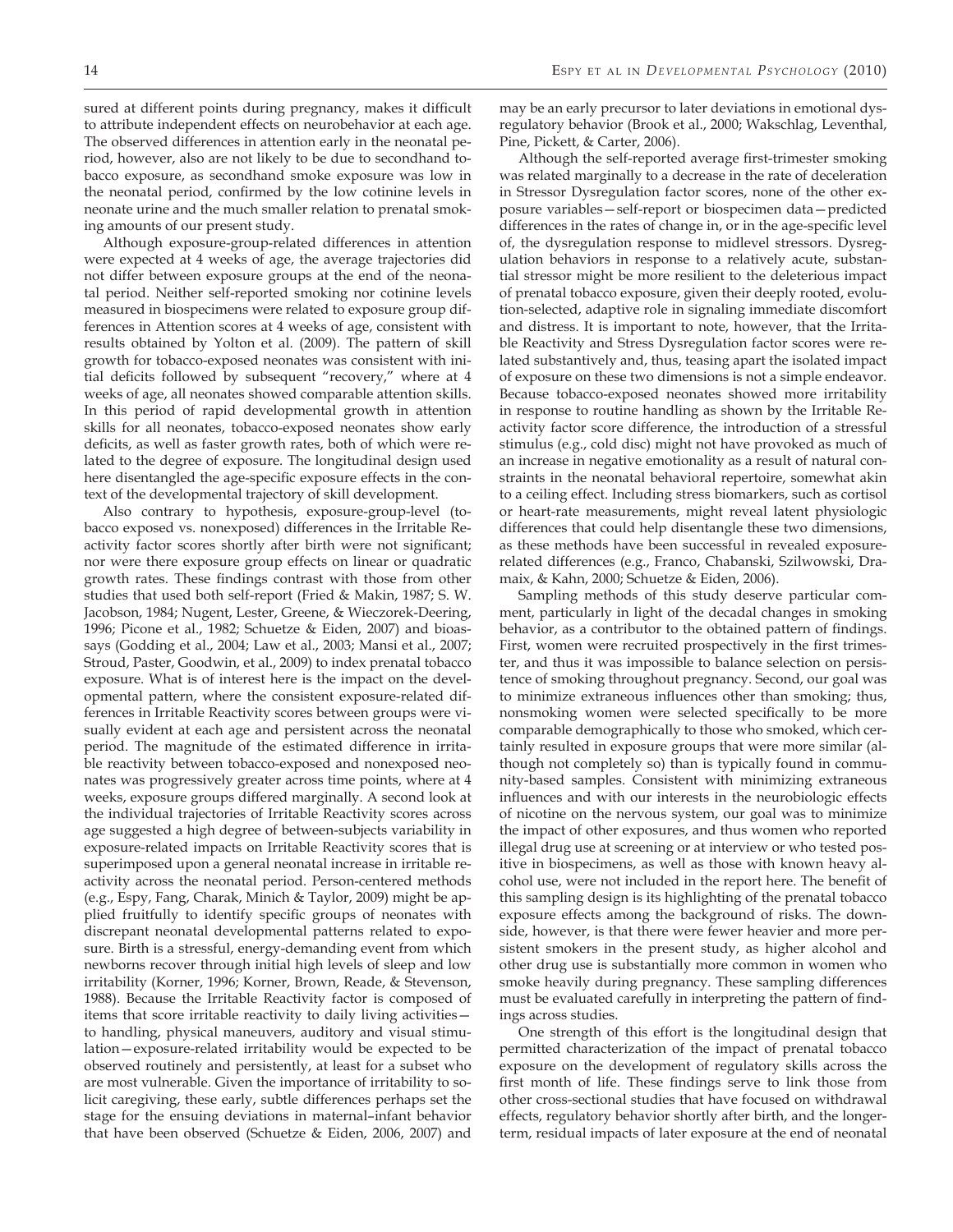sured at different points during pregnancy, makes it difficult to attribute independent effects on neurobehavior at each age. The observed differences in attention early in the neonatal period, however, also are not likely to be due to secondhand tobacco exposure, as secondhand smoke exposure was low in the neonatal period, confirmed by the low cotinine levels in neonate urine and the much smaller relation to prenatal smoking amounts of our present study.

Although exposure-group-related differences in attention were expected at 4 weeks of age, the average trajectories did not differ between exposure groups at the end of the neonatal period. Neither self-reported smoking nor cotinine levels measured in biospecimens were related to exposure group differences in Attention scores at 4 weeks of age, consistent with results obtained by Yolton et al. (2009). The pattern of skill growth for tobacco-exposed neonates was consistent with initial deficits followed by subsequent "recovery," where at 4 weeks of age, all neonates showed comparable attention skills. In this period of rapid developmental growth in attention skills for all neonates, tobacco-exposed neonates show early deficits, as well as faster growth rates, both of which were related to the degree of exposure. The longitudinal design used here disentangled the age-specific exposure effects in the context of the developmental trajectory of skill development.

Also contrary to hypothesis, exposure-group-level (tobacco exposed vs. nonexposed) differences in the Irritable Reactivity factor scores shortly after birth were not significant; nor were there exposure group effects on linear or quadratic growth rates. These findings contrast with those from other studies that used both self-report (Fried & Makin, 1987; S. W. Jacobson, 1984; Nugent, Lester, Greene, & Wieczorek-Deering, 1996; Picone et al., 1982; Schuetze & Eiden, 2007) and bioassays (Godding et al., 2004; Law et al., 2003; Mansi et al., 2007; Stroud, Paster, Goodwin, et al., 2009) to index prenatal tobacco exposure. What is of interest here is the impact on the developmental pattern, where the consistent exposure-related differences in Irritable Reactivity scores between groups were visually evident at each age and persistent across the neonatal period. The magnitude of the estimated difference in irritable reactivity between tobacco-exposed and nonexposed neonates was progressively greater across time points, where at 4 weeks, exposure groups differed marginally. A second look at the individual trajectories of Irritable Reactivity scores across age suggested a high degree of between-subjects variability in exposure-related impacts on Irritable Reactivity scores that is superimposed upon a general neonatal increase in irritable reactivity across the neonatal period. Person-centered methods (e.g., Espy, Fang, Charak, Minich & Taylor, 2009) might be applied fruitfully to identify specific groups of neonates with discrepant neonatal developmental patterns related to exposure. Birth is a stressful, energy-demanding event from which newborns recover through initial high levels of sleep and low irritability (Korner, 1996; Korner, Brown, Reade, & Stevenson, 1988). Because the Irritable Reactivity factor is composed of items that score irritable reactivity to daily living activities—to handling, physical maneuvers, auditory and visual stimulation—exposure-related irritability would be expected to be observed routinely and persistently, at least for a subset who are most vulnerable. Given the importance of irritability to solicit caregiving, these early, subtle differences perhaps set the stage for the ensuing deviations in maternal–infant behavior that have been observed (Schuetze & Eiden, 2006, 2007) and may be an early precursor to later deviations in emotional dysregulatory behavior (Brook et al., 2000; Wakschlag, Leventhal, Pine, Pickett, & Carter, 2006).

Although the self-reported average first-trimester smoking was related marginally to a decrease in the rate of deceleration in Stressor Dysregulation factor scores, none of the other exposure variables—self-report or biospecimen data—predicted differences in the rates of change in, or in the age-specific level of, the dysregulation response to midlevel stressors. Dysregulation behaviors in response to a relatively acute, substantial stressor might be more resilient to the deleterious impact of prenatal tobacco exposure, given their deeply rooted, evolution-selected, adaptive role in signaling immediate discomfort and distress. It is important to note, however, that the Irritable Reactivity and Stress Dysregulation factor scores were related substantively and, thus, teasing apart the isolated impact of exposure on these two dimensions is not a simple endeavor. Because tobacco-exposed neonates showed more irritability in response to routine handling as shown by the Irritable Reactivity factor score difference, the introduction of a stressful stimulus (e.g., cold disc) might not have provoked as much of an increase in negative emotionality as a result of natural constraints in the neonatal behavioral repertoire, somewhat akin to a ceiling effect. Including stress biomarkers, such as cortisol or heart-rate measurements, might reveal latent physiologic differences that could help disentangle these two dimensions, as these methods have been successful in revealed exposure-related differences (e.g., Franco, Chabanski, Szilwowski, Dramaix, & Kahn, 2000; Schuetze & Eiden, 2006).

Sampling methods of this study deserve particular comment, particularly in light of the decadal changes in smoking behavior, as a contributor to the obtained pattern of findings. First, women were recruited prospectively in the first trimester, and thus it was impossible to balance selection on persistence of smoking throughout pregnancy. Second, our goal was to minimize extraneous influences other than smoking; thus, nonsmoking women were selected specifically to be more comparable demographically to those who smoked, which certainly resulted in exposure groups that were more similar (although not completely so) than is typically found in community-based samples. Consistent with minimizing extraneous influences and with our interests in the neurobiologic effects of nicotine on the nervous system, our goal was to minimize the impact of other exposures, and thus women who reported illegal drug use at screening or at interview or who tested positive in biospecimens, as well as those with known heavy alcohol use, were not included in the report here. The benefit of this sampling design is its highlighting of the prenatal tobacco exposure effects among the background of risks. The downside, however, is that there were fewer heavier and more persistent smokers in the present study, as higher alcohol and other drug use is substantially more common in women who smoke heavily during pregnancy. These sampling differences must be evaluated carefully in interpreting the pattern of findings across studies.

One strength of this effort is the longitudinal design that permitted characterization of the impact of prenatal tobacco exposure on the development of regulatory skills across the first month of life. These findings serve to link those from other cross-sectional studies that have focused on withdrawal effects, regulatory behavior shortly after birth, and the longer-term, residual impacts of later exposure at the end of neonatal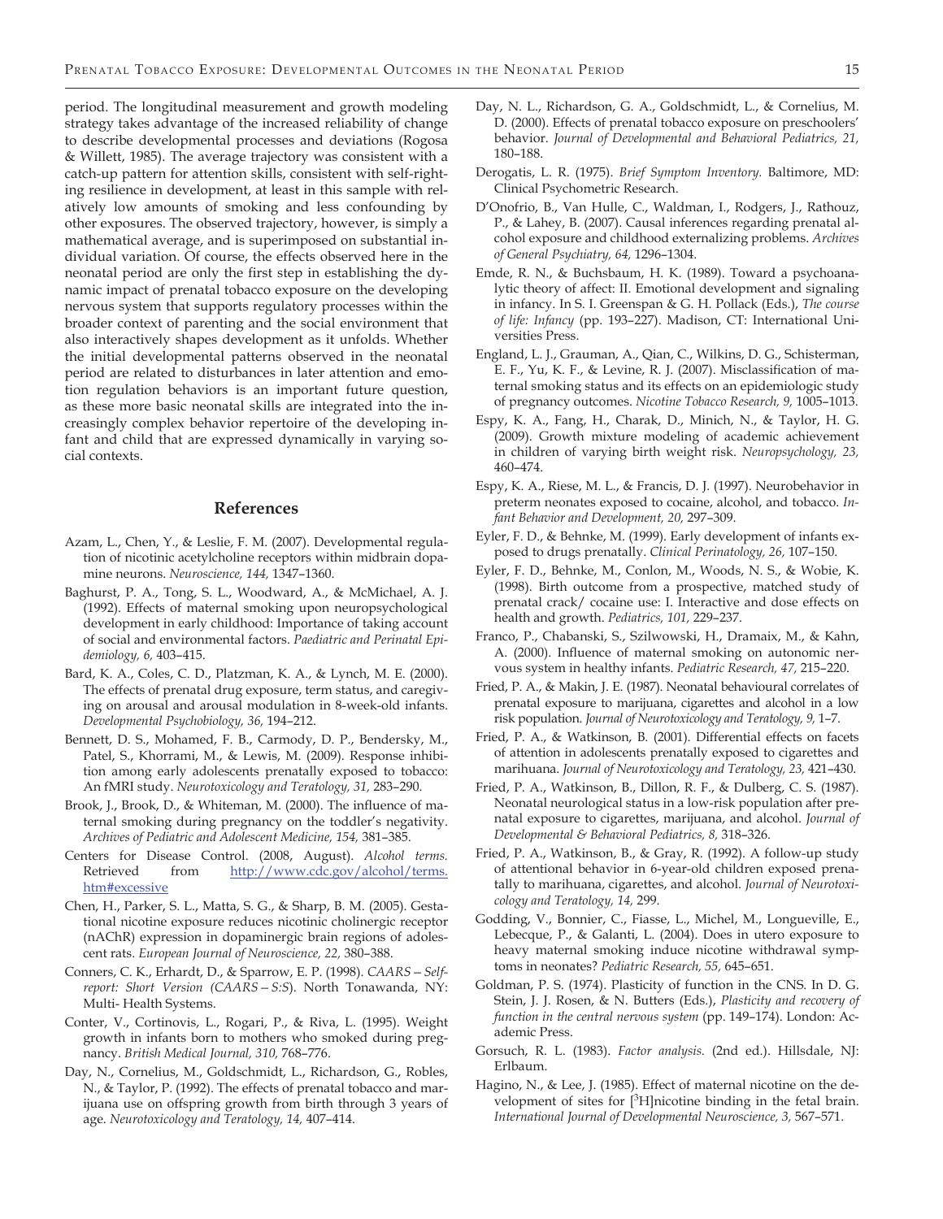period. The longitudinal measurement and growth modeling strategy takes advantage of the increased reliability of change to describe developmental processes and deviations (Rogosa & Willett, 1985). The average trajectory was consistent with a catch-up pattern for attention skills, consistent with self-righting resilience in development, at least in this sample with relatively low amounts of smoking and less confounding by other exposures. The observed trajectory, however, is simply a mathematical average, and is superimposed on substantial individual variation. Of course, the effects observed here in the neonatal period are only the first step in establishing the dynamic impact of prenatal tobacco exposure on the developing nervous system that supports regulatory processes within the broader context of parenting and the social environment that also interactively shapes development as it unfolds. Whether the initial developmental patterns observed in the neonatal period are related to disturbances in later attention and emotion regulation behaviors is an important future question, as these more basic neonatal skills are integrated into the increasingly complex behavior repertoire of the developing infant and child that are expressed dynamically in varying social contexts.

## References

Azam, L., Chen, Y., & Leslie, F. M. (2007). Developmental regulation of nicotinic acetylcholine receptors within midbrain dopamine neurons. *Neuroscience, 144,* 1347–1360.

Baghurst, P. A., Tong, S. L., Woodward, A., & McMichael, A. J. (1992). Effects of maternal smoking upon neuropsychological development in early childhood: Importance of taking account of social and environmental factors. *Paediatric and Perinatal Epidemiology, 6,* 403–415.

Bard, K. A., Coles, C. D., Platzman, K. A., & Lynch, M. E. (2000). The effects of prenatal drug exposure, term status, and caregiving on arousal and arousal modulation in 8-week-old infants. *Developmental Psychobiology, 36,* 194–212.

Bennett, D. S., Mohamed, F. B., Carmody, D. P., Bendersky, M., Patel, S., Khorrami, M., & Lewis, M. (2009). Response inhibition among early adolescents prenatally exposed to tobacco: An fMRI study. *Neurotoxicology and Teratology, 31,* 283–290.

Brook, J., Brook, D., & Whiteman, M. (2000). The influence of maternal smoking during pregnancy on the toddler's negativity. *Archives of Pediatric and Adolescent Medicine, 154,* 381–385.

Centers for Disease Control. (2008, August). *Alcohol terms.* Retrieved from http://www.cdc.gov/alcohol/terms.htm#excessive

Chen, H., Parker, S. L., Matta, S. G., & Sharp, B. M. (2005). Gestational nicotine exposure reduces nicotinic cholinergic receptor (nAChR) expression in dopaminergic brain regions of adolescent rats. *European Journal of Neuroscience, 22,* 380–388.

Conners, C. K., Erhardt, D., & Sparrow, E. P. (1998). *CAARS – Self-report: Short Version (CAARS – S:S).* North Tonawanda, NY: Multi- Health Systems.

Conter, V., Cortinovis, L., Rogari, P., & Riva, L. (1995). Weight growth in infants born to mothers who smoked during pregnancy. *British Medical Journal, 310,* 768–776.

Day, N., Cornelius, M., Goldschmidt, L., Richardson, G., Robles, N., & Taylor, P. (1992). The effects of prenatal tobacco and marijuana use on offspring growth from birth through 3 years of age. *Neurotoxicology and Teratology, 14,* 407–414.

Day, N. L., Richardson, G. A., Goldschmidt, L., & Cornelius, M. D. (2000). Effects of prenatal tobacco exposure on preschoolers' behavior. *Journal of Developmental and Behavioral Pediatrics, 21,* 180–188.

Derogatis, L. R. (1975). *Brief Symptom Inventory.* Baltimore, MD: Clinical Psychometric Research.

D'Onofrio, B., Van Hulle, C., Waldman, I., Rodgers, J., Rathouz, P., & Lahey, B. (2007). Causal inferences regarding prenatal alcohol exposure and childhood externalizing problems. *Archives of General Psychiatry, 64,* 1296–1304.

Emde, R. N., & Buchsbaum, H. K. (1989). Toward a psychoanalytic theory of affect: II. Emotional development and signaling in infancy. In S. I. Greenspan & G. H. Pollack (Eds.), *The course of life: Infancy* (pp. 193–227). Madison, CT: International Universities Press.

England, L. J., Grauman, A., Qian, C., Wilkins, D. G., Schisterman, E. F., Yu, K. F., & Levine, R. J. (2007). Misclassification of maternal smoking status and its effects on an epidemiologic study of pregnancy outcomes. *Nicotine Tobacco Research, 9,* 1005–1013.

Espy, K. A., Fang, H., Charak, D., Minich, N., & Taylor, H. G. (2009). Growth mixture modeling of academic achievement in children of varying birth weight risk. *Neuropsychology, 23,* 460–474.

Espy, K. A., Riese, M. L., & Francis, D. J. (1997). Neurobehavior in preterm neonates exposed to cocaine, alcohol, and tobacco. *Infant Behavior and Development, 20,* 297–309.

Eyler, F. D., & Behnke, M. (1999). Early development of infants exposed to drugs prenatally. *Clinical Perinatology, 26,* 107–150.

Eyler, F. D., Behnke, M., Conlon, M., Woods, N. S., & Wobie, K. (1998). Birth outcome from a prospective, matched study of prenatal crack/ cocaine use: I. Interactive and dose effects on health and growth. *Pediatrics, 101,* 229–237.

Franco, P., Chabanski, S., Szilwowski, H., Dramaix, M., & Kahn, A. (2000). Influence of maternal smoking on autonomic nervous system in healthy infants. *Pediatric Research, 47,* 215–220.

Fried, P. A., & Makin, J. E. (1987). Neonatal behavioural correlates of prenatal exposure to marijuana, cigarettes and alcohol in a low risk population. *Journal of Neurotoxicology and Teratology, 9,* 1–7.

Fried, P. A., & Watkinson, B. (2001). Differential effects on facets of attention in adolescents prenatally exposed to cigarettes and marihuana. *Journal of Neurotoxicology and Teratology, 23,* 421–430.

Fried, P. A., Watkinson, B., Dillon, R. F., & Dulberg, C. S. (1987). Neonatal neurological status in a low-risk population after prenatal exposure to cigarettes, marijuana, and alcohol. *Journal of Developmental & Behavioral Pediatrics, 8,* 318–326.

Fried, P. A., Watkinson, B., & Gray, R. (1992). A follow-up study of attentional behavior in 6-year-old children exposed prenatally to marihuana, cigarettes, and alcohol. *Journal of Neurotoxicology and Teratology, 14,* 299.

Godding, V., Bonnier, C., Fiasse, L., Michel, M., Longueville, E., Lebecque, P., & Galanti, L. (2004). Does in utero exposure to heavy maternal smoking induce nicotine withdrawal symptoms in neonates? *Pediatric Research, 55,* 645–651.

Goldman, P. S. (1974). Plasticity of function in the CNS. In D. G. Stein, J. J. Rosen, & N. Butters (Eds.), *Plasticity and recovery of function in the central nervous system* (pp. 149–174). London: Academic Press.

Gorsuch, R. L. (1983). *Factor analysis.* (2nd ed.). Hillsdale, NJ: Erlbaum.

Hagino, N., & Lee, J. (1985). Effect of maternal nicotine on the development of sites for [$^3$H]nicotine binding in the fetal brain. *International Journal of Developmental Neuroscience, 3,* 567–571.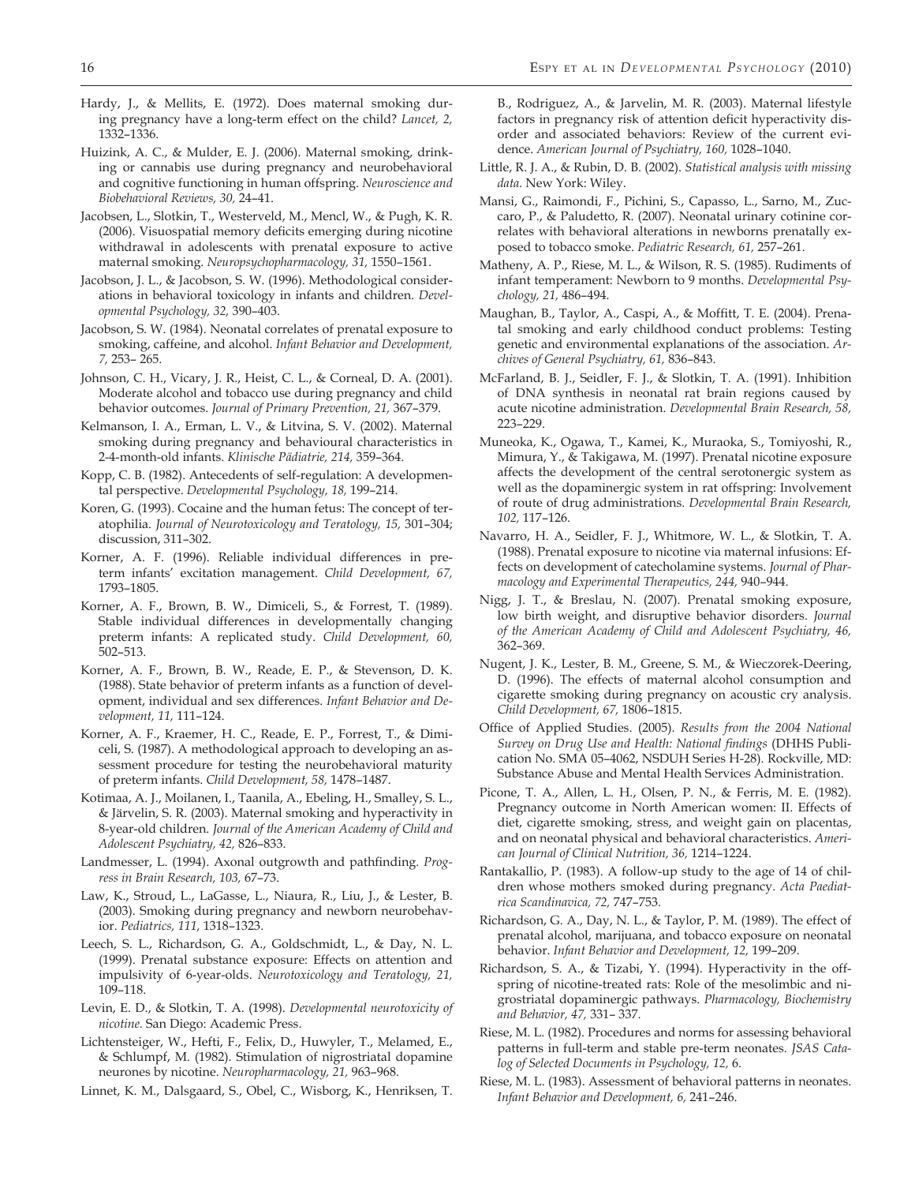Hardy, J., & Mellits, E. (1972). Does maternal smoking during pregnancy have a long-term effect on the child? *Lancet, 2,* 1332–1336.

Huizink, A. C., & Mulder, E. J. (2006). Maternal smoking, drinking or cannabis use during pregnancy and neurobehavioral and cognitive functioning in human offspring. *Neuroscience and Biobehavioral Reviews, 30,* 24–41.

Jacobsen, L., Slotkin, T., Westerveld, M., Mencl, W., & Pugh, K. R. (2006). Visuospatial memory deficits emerging during nicotine withdrawal in adolescents with prenatal exposure to active maternal smoking. *Neuropsychopharmacology, 31,* 1550–1561.

Jacobson, J. L., & Jacobson, S. W. (1996). Methodological considerations in behavioral toxicology in infants and children. *Developmental Psychology, 32,* 390–403.

Jacobson, S. W. (1984). Neonatal correlates of prenatal exposure to smoking, caffeine, and alcohol. *Infant Behavior and Development, 7,* 253– 265.

Johnson, C. H., Vicary, J. R., Heist, C. L., & Corneal, D. A. (2001). Moderate alcohol and tobacco use during pregnancy and child behavior outcomes. *Journal of Primary Prevention, 21,* 367–379.

Kelmanson, I. A., Erman, L. V., & Litvina, S. V. (2002). Maternal smoking during pregnancy and behavioural characteristics in 2-4-month-old infants. *Klinische Pädiatrie, 214,* 359–364.

Kopp, C. B. (1982). Antecedents of self-regulation: A developmental perspective. *Developmental Psychology, 18,* 199–214.

Koren, G. (1993). Cocaine and the human fetus: The concept of teratophilia. *Journal of Neurotoxicology and Teratology, 15,* 301–304; discussion, 311–302.

Korner, A. F. (1996). Reliable individual differences in preterm infants' excitation management. *Child Development, 67,* 1793–1805.

Korner, A. F., Brown, B. W., Dimiceli, S., & Forrest, T. (1989). Stable individual differences in developmentally changing preterm infants: A replicated study. *Child Development, 60,* 502–513.

Korner, A. F., Brown, B. W., Reade, E. P., & Stevenson, D. K. (1988). State behavior of preterm infants as a function of development, individual and sex differences. *Infant Behavior and Development, 11,* 111–124.

Korner, A. F., Kraemer, H. C., Reade, E. P., Forrest, T., & Dimiceli, S. (1987). A methodological approach to developing an assessment procedure for testing the neurobehavioral maturity of preterm infants. *Child Development, 58,* 1478–1487.

Kotimaa, A. J., Moilanen, I., Taanila, A., Ebeling, H., Smalley, S. L., & Järvelin, S. R. (2003). Maternal smoking and hyperactivity in 8-year-old children. *Journal of the American Academy of Child and Adolescent Psychiatry, 42,* 826–833.

Landmesser, L. (1994). Axonal outgrowth and pathfinding. *Progress in Brain Research, 103,* 67–73.

Law, K., Stroud, L., LaGasse, L., Niaura, R., Liu, J., & Lester, B. (2003). Smoking during pregnancy and newborn neurobehavior. *Pediatrics, 111,* 1318–1323.

Leech, S. L., Richardson, G. A., Goldschmidt, L., & Day, N. L. (1999). Prenatal substance exposure: Effects on attention and impulsivity of 6-year-olds. *Neurotoxicology and Teratology, 21,* 109–118.

Levin, E. D., & Slotkin, T. A. (1998). *Developmental neurotoxicity of nicotine.* San Diego: Academic Press.

Lichtensteiger, W., Hefti, F., Felix, D., Huwyler, T., Melamed, E., & Schlumpf, M. (1982). Stimulation of nigrostriatal dopamine neurones by nicotine. *Neuropharmacology, 21,* 963–968.

Linnet, K. M., Dalsgaard, S., Obel, C., Wisborg, K., Henriksen, T. B., Rodriguez, A., & Jarvelin, M. R. (2003). Maternal lifestyle factors in pregnancy risk of attention deficit hyperactivity disorder and associated behaviors: Review of the current evidence. *American Journal of Psychiatry, 160,* 1028–1040.

Little, R. J. A., & Rubin, D. B. (2002). *Statistical analysis with missing data.* New York: Wiley.

Mansi, G., Raimondi, F., Pichini, S., Capasso, L., Sarno, M., Zuccaro, P., & Paludetto, R. (2007). Neonatal urinary cotinine correlates with behavioral alterations in newborns prenatally exposed to tobacco smoke. *Pediatric Research, 61,* 257–261.

Matheny, A. P., Riese, M. L., & Wilson, R. S. (1985). Rudiments of infant temperament: Newborn to 9 months. *Developmental Psychology, 21,* 486–494.

Maughan, B., Taylor, A., Caspi, A., & Moffitt, T. E. (2004). Prenatal smoking and early childhood conduct problems: Testing genetic and environmental explanations of the association. *Archives of General Psychiatry, 61,* 836–843.

McFarland, B. J., Seidler, F. J., & Slotkin, T. A. (1991). Inhibition of DNA synthesis in neonatal rat brain regions caused by acute nicotine administration. *Developmental Brain Research, 58,* 223–229.

Muneoka, K., Ogawa, T., Kamei, K., Muraoka, S., Tomiyoshi, R., Mimura, Y., & Takigawa, M. (1997). Prenatal nicotine exposure affects the development of the central serotonergic system as well as the dopaminergic system in rat offspring: Involvement of route of drug administrations. *Developmental Brain Research, 102,* 117–126.

Navarro, H. A., Seidler, F. J., Whitmore, W. L., & Slotkin, T. A. (1988). Prenatal exposure to nicotine via maternal infusions: Effects on development of catecholamine systems. *Journal of Pharmacology and Experimental Therapeutics, 244,* 940–944.

Nigg, J. T., & Breslau, N. (2007). Prenatal smoking exposure, low birth weight, and disruptive behavior disorders. *Journal of the American Academy of Child and Adolescent Psychiatry, 46,* 362–369.

Nugent, J. K., Lester, B. M., Greene, S. M., & Wieczorek-Deering, D. (1996). The effects of maternal alcohol consumption and cigarette smoking during pregnancy on acoustic cry analysis. *Child Development, 67,* 1806–1815.

Office of Applied Studies. (2005). *Results from the 2004 National Survey on Drug Use and Health: National findings* (DHHS Publication No. SMA 05–4062, NSDUH Series H-28). Rockville, MD: Substance Abuse and Mental Health Services Administration.

Picone, T. A., Allen, L. H., Olsen, P. N., & Ferris, M. E. (1982). Pregnancy outcome in North American women: II. Effects of diet, cigarette smoking, stress, and weight gain on placentas, and on neonatal physical and behavioral characteristics. *American Journal of Clinical Nutrition, 36,* 1214–1224.

Rantakallio, P. (1983). A follow-up study to the age of 14 of children whose mothers smoked during pregnancy. *Acta Paediatrica Scandinavica, 72,* 747–753.

Richardson, G. A., Day, N. L., & Taylor, P. M. (1989). The effect of prenatal alcohol, marijuana, and tobacco exposure on neonatal behavior. *Infant Behavior and Development, 12,* 199–209.

Richardson, S. A., & Tizabi, Y. (1994). Hyperactivity in the offspring of nicotine-treated rats: Role of the mesolimbic and nigrostriatal dopaminergic pathways. *Pharmacology, Biochemistry and Behavior, 47,* 331– 337.

Riese, M. L. (1982). Procedures and norms for assessing behavioral patterns in full-term and stable pre-term neonates. *JSAS Catalog of Selected Documents in Psychology, 12,* 6.

Riese, M. L. (1983). Assessment of behavioral patterns in neonates. *Infant Behavior and Development, 6,* 241–246.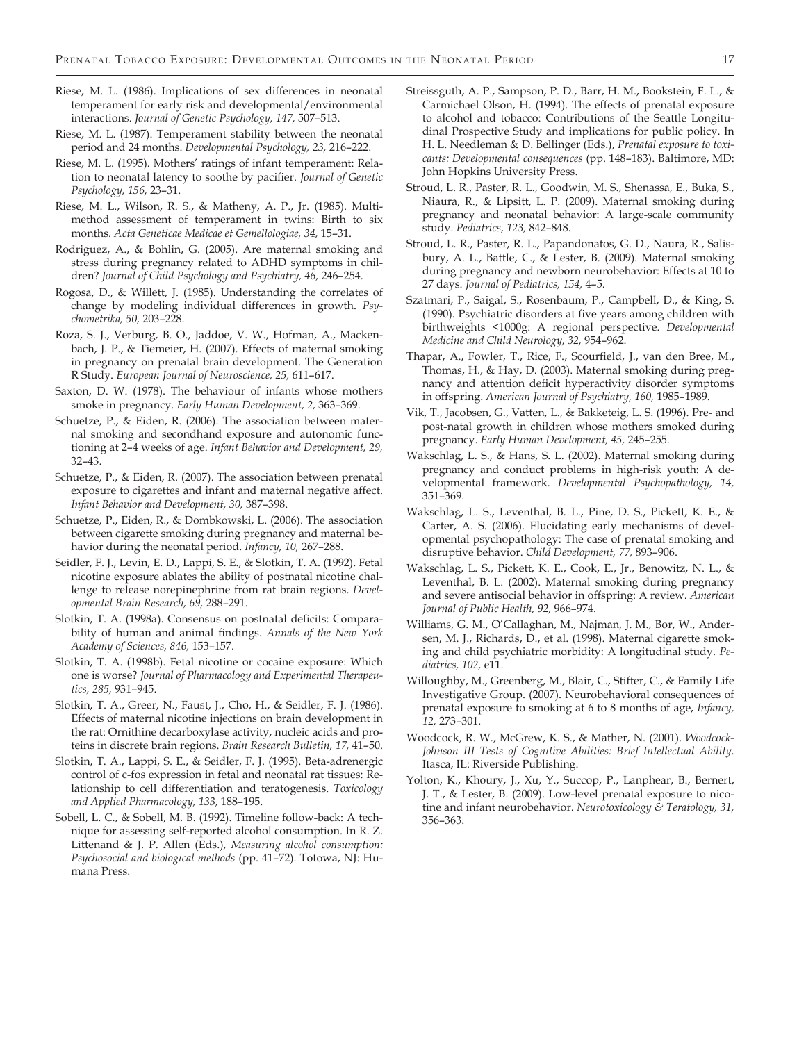Riese, M. L. (1986). Implications of sex differences in neonatal temperament for early risk and developmental/environmental interactions. *Journal of Genetic Psychology, 147,* 507–513.

Riese, M. L. (1987). Temperament stability between the neonatal period and 24 months. *Developmental Psychology, 23,* 216–222.

Riese, M. L. (1995). Mothers' ratings of infant temperament: Relation to neonatal latency to soothe by pacifier. *Journal of Genetic Psychology, 156,* 23–31.

Riese, M. L., Wilson, R. S., & Matheny, A. P., Jr. (1985). Multimethod assessment of temperament in twins: Birth to six months. *Acta Geneticae Medicae et Gemellologiae, 34,* 15–31.

Rodriguez, A., & Bohlin, G. (2005). Are maternal smoking and stress during pregnancy related to ADHD symptoms in children? *Journal of Child Psychology and Psychiatry, 46,* 246–254.

Rogosa, D., & Willett, J. (1985). Understanding the correlates of change by modeling individual differences in growth. *Psychometrika, 50,* 203–228.

Roza, S. J., Verburg, B. O., Jaddoe, V. W., Hofman, A., Mackenbach, J. P., & Tiemeier, H. (2007). Effects of maternal smoking in pregnancy on prenatal brain development. The Generation R Study. *European Journal of Neuroscience, 25,* 611–617.

Saxton, D. W. (1978). The behaviour of infants whose mothers smoke in pregnancy. *Early Human Development, 2,* 363–369.

Schuetze, P., & Eiden, R. (2006). The association between maternal smoking and secondhand exposure and autonomic functioning at 2–4 weeks of age. *Infant Behavior and Development, 29,* 32–43.

Schuetze, P., & Eiden, R. (2007). The association between prenatal exposure to cigarettes and infant and maternal negative affect. *Infant Behavior and Development, 30,* 387–398.

Schuetze, P., Eiden, R., & Dombkowski, L. (2006). The association between cigarette smoking during pregnancy and maternal behavior during the neonatal period. *Infancy, 10,* 267–288.

Seidler, F. J., Levin, E. D., Lappi, S. E., & Slotkin, T. A. (1992). Fetal nicotine exposure ablates the ability of postnatal nicotine challenge to release norepinephrine from rat brain regions. *Developmental Brain Research, 69,* 288–291.

Slotkin, T. A. (1998a). Consensus on postnatal deficits: Comparability of human and animal findings. *Annals of the New York Academy of Sciences, 846,* 153–157.

Slotkin, T. A. (1998b). Fetal nicotine or cocaine exposure: Which one is worse? *Journal of Pharmacology and Experimental Therapeutics, 285,* 931–945.

Slotkin, T. A., Greer, N., Faust, J., Cho, H., & Seidler, F. J. (1986). Effects of maternal nicotine injections on brain development in the rat: Ornithine decarboxylase activity, nucleic acids and proteins in discrete brain regions. *Brain Research Bulletin, 17,* 41–50.

Slotkin, T. A., Lappi, S. E., & Seidler, F. J. (1995). Beta-adrenergic control of c-fos expression in fetal and neonatal rat tissues: Relationship to cell differentiation and teratogenesis. *Toxicology and Applied Pharmacology, 133,* 188–195.

Sobell, L. C., & Sobell, M. B. (1992). Timeline follow-back: A technique for assessing self-reported alcohol consumption. In R. Z. Littenand & J. P. Allen (Eds.), *Measuring alcohol consumption: Psychosocial and biological methods* (pp. 41–72). Totowa, NJ: Humana Press.

Streissguth, A. P., Sampson, P. D., Barr, H. M., Bookstein, F. L., & Carmichael Olson, H. (1994). The effects of prenatal exposure to alcohol and tobacco: Contributions of the Seattle Longitudinal Prospective Study and implications for public policy. In H. L. Needleman & D. Bellinger (Eds.), *Prenatal exposure to toxicants: Developmental consequences* (pp. 148–183). Baltimore, MD: John Hopkins University Press.

Stroud, L. R., Paster, R. L., Goodwin, M. S., Shenassa, E., Buka, S., Niaura, R., & Lipsitt, L. P. (2009). Maternal smoking during pregnancy and neonatal behavior: A large-scale community study. *Pediatrics, 123,* 842–848.

Stroud, L. R., Paster, R. L., Papandonatos, G. D., Naura, R., Salisbury, A. L., Battle, C., & Lester, B. (2009). Maternal smoking during pregnancy and newborn neurobehavior: Effects at 10 to 27 days. *Journal of Pediatrics, 154,* 4–5.

Szatmari, P., Saigal, S., Rosenbaum, P., Campbell, D., & King, S. (1990). Psychiatric disorders at five years among children with birthweights <1000g: A regional perspective. *Developmental Medicine and Child Neurology, 32,* 954–962.

Thapar, A., Fowler, T., Rice, F., Scourfield, J., van den Bree, M., Thomas, H., & Hay, D. (2003). Maternal smoking during pregnancy and attention deficit hyperactivity disorder symptoms in offspring. *American Journal of Psychiatry, 160,* 1985–1989.

Vik, T., Jacobsen, G., Vatten, L., & Bakketeig, L. S. (1996). Pre- and post-natal growth in children whose mothers smoked during pregnancy. *Early Human Development, 45,* 245–255.

Wakschlag, L. S., & Hans, S. L. (2002). Maternal smoking during pregnancy and conduct problems in high-risk youth: A developmental framework. *Developmental Psychopathology, 14,* 351–369.

Wakschlag, L. S., Leventhal, B. L., Pine, D. S., Pickett, K. E., & Carter, A. S. (2006). Elucidating early mechanisms of developmental psychopathology: The case of prenatal smoking and disruptive behavior. *Child Development, 77,* 893–906.

Wakschlag, L. S., Pickett, K. E., Cook, E., Jr., Benowitz, N. L., & Leventhal, B. L. (2002). Maternal smoking during pregnancy and severe antisocial behavior in offspring: A review. *American Journal of Public Health, 92,* 966–974.

Williams, G. M., O'Callaghan, M., Najman, J. M., Bor, W., Andersen, M. J., Richards, D., et al. (1998). Maternal cigarette smoking and child psychiatric morbidity: A longitudinal study. *Pediatrics, 102,* e11.

Willoughby, M., Greenberg, M., Blair, C., Stifter, C., & Family Life Investigative Group. (2007). Neurobehavioral consequences of prenatal exposure to smoking at 6 to 8 months of age, *Infancy, 12,* 273–301.

Woodcock, R. W., McGrew, K. S., & Mather, N. (2001). *Woodcock-Johnson III Tests of Cognitive Abilities: Brief Intellectual Ability.* Itasca, IL: Riverside Publishing.

Yolton, K., Khoury, J., Xu, Y., Succop, P., Lanphear, B., Bernert, J. T., & Lester, B. (2009). Low-level prenatal exposure to nicotine and infant neurobehavior. *Neurotoxicology & Teratology, 31,* 356–363.